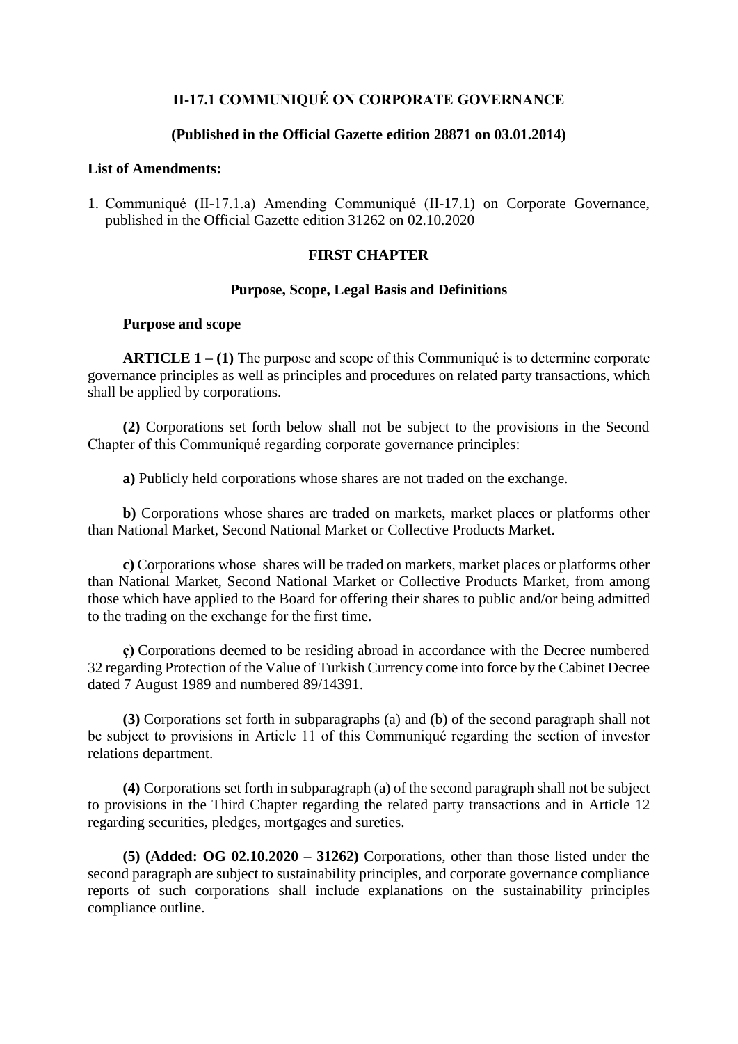# II-17.1 COMMUNIQUÉ ON CORPORATE GOVERNANCE

**(Published in the Official Gazette edition 28871 on 03.01.2014)**

**List of Amendments:**

1. Communiqué (II-17.1.a) Amending Communiqué (II-17.1) on Corporate Governance, published in the Official Gazette edition 31262 on 02.10.2020

## FIRST CHAPTER

### Purpose, Scope, Legal Basis and Definitions

**Purpose and scope**

**ARTICLE 1 – (1)** The purpose and scope of this Communiqué is to determine corporate governance principles as well as principles and procedures on related party transactions, which shall be applied by corporations.

**(2)** Corporations set forth below shall not be subject to the provisions in the Second Chapter of this Communiqué regarding corporate governance principles:

**a)** Publicly held corporations whose shares are not traded on the exchange.

**b)** Corporations whose shares are traded on markets, market places or platforms other than National Market, Second National Market or Collective Products Market.

**c)** Corporations whose shares will be traded on markets, market places or platforms other than National Market, Second National Market or Collective Products Market, from among those which have applied to the Board for offering their shares to public and/or being admitted to the trading on the exchange for the first time.

**ç)** Corporations deemed to be residing abroad in accordance with the Decree numbered 32 regarding Protection of the Value of Turkish Currency come into force by the Cabinet Decree dated 7 August 1989 and numbered 89/14391.

**(3)** Corporations set forth in subparagraphs (a) and (b) of the second paragraph shall not be subject to provisions in Article 11 of this Communiqué regarding the section of investor relations department.

**(4)** Corporations set forth in subparagraph (a) of the second paragraph shall not be subject to provisions in the Third Chapter regarding the related party transactions and in Article 12 regarding securities, pledges, mortgages and sureties.

**(5) (Added: OG 02.10.2020 – 31262)** Corporations, other than those listed under the second paragraph are subject to sustainability principles, and corporate governance compliance reports of such corporations shall include explanations on the sustainability principles compliance outline.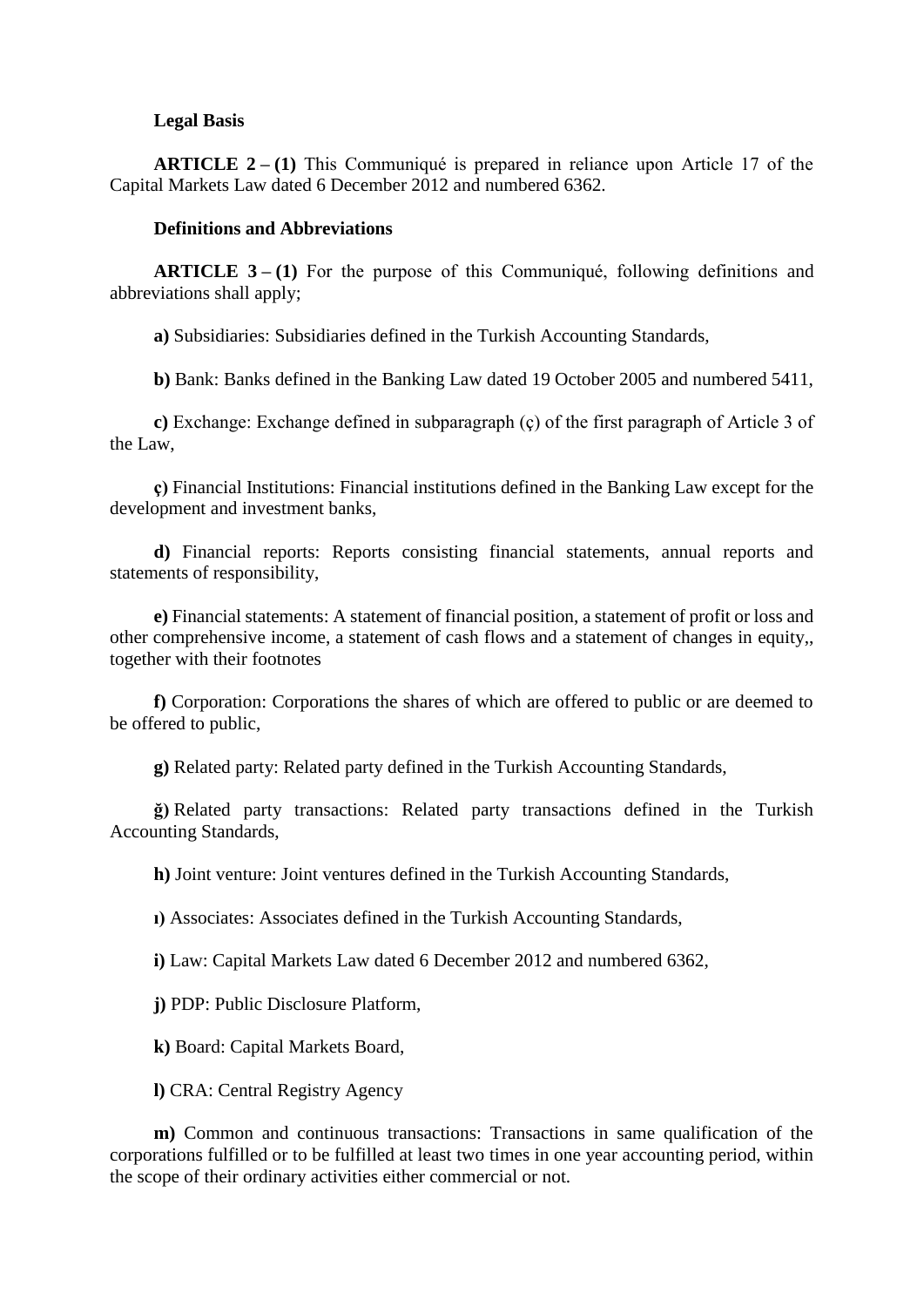**Legal Basis**

**ARTICLE 2 – (1)** This Communiqué is prepared in reliance upon Article 17 of the Capital Markets Law dated 6 December 2012 and numbered 6362.

**Definitions and Abbreviations**

**ARTICLE 3 – (1)** For the purpose of this Communiqué, following definitions and abbreviations shall apply;

**a)** Subsidiaries: Subsidiaries defined in the Turkish Accounting Standards,

**b)** Bank: Banks defined in the Banking Law dated 19 October 2005 and numbered 5411,

**c)** Exchange: Exchange defined in subparagraph (ç) of the first paragraph of Article 3 of the Law,

**ç)** Financial Institutions: Financial institutions defined in the Banking Law except for the development and investment banks,

**d)** Financial reports: Reports consisting financial statements, annual reports and statements of responsibility,

**e)** Financial statements: A statement of financial position, a statement of profit or loss and other comprehensive income, a statement of cash flows and a statement of changes in equity,, together with their footnotes

**f)** Corporation: Corporations the shares of which are offered to public or are deemed to be offered to public,

**g)** Related party: Related party defined in the Turkish Accounting Standards,

**ğ)** Related party transactions: Related party transactions defined in the Turkish Accounting Standards,

**h)** Joint venture: Joint ventures defined in the Turkish Accounting Standards,

**ı)** Associates: Associates defined in the Turkish Accounting Standards,

**i)** Law: Capital Markets Law dated 6 December 2012 and numbered 6362,

**j)** PDP: Public Disclosure Platform,

**k)** Board: Capital Markets Board,

**l)** CRA: Central Registry Agency

**m)** Common and continuous transactions: Transactions in same qualification of the corporations fulfilled or to be fulfilled at least two times in one year accounting period, within the scope of their ordinary activities either commercial or not.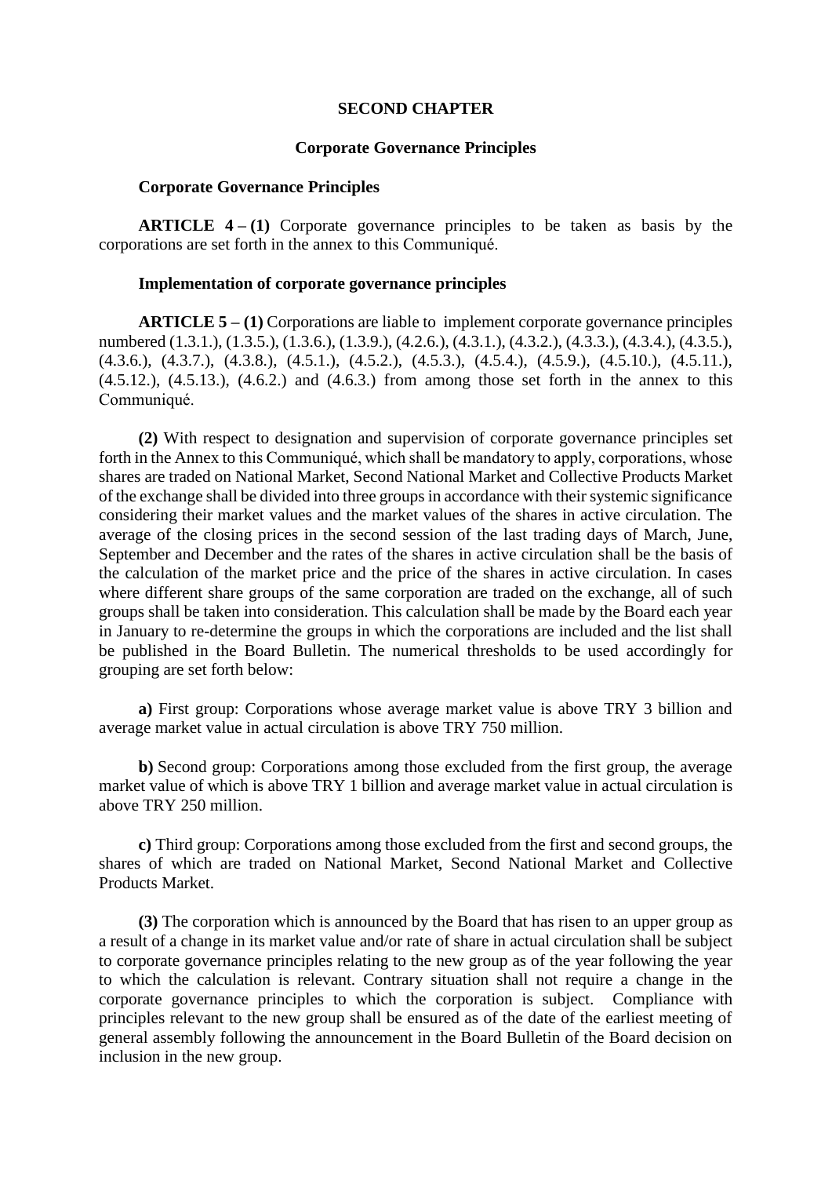## SECOND CHAPTER

### Corporate Governance Principles

**Corporate Governance Principles**

**ARTICLE 4 – (1)** Corporate governance principles to be taken as basis by the corporations are set forth in the annex to this Communiqué.

**Implementation of corporate governance principles**

**ARTICLE 5 – (1)** Corporations are liable to implement corporate governance principles numbered (1.3.1.), (1.3.5.), (1.3.6.), (1.3.9.), (4.2.6.), (4.3.1.), (4.3.2.), (4.3.3.), (4.3.4.), (4.3.5.), (4.3.6.), (4.3.7.), (4.3.8.), (4.5.1.), (4.5.2.), (4.5.3.), (4.5.4.), (4.5.9.), (4.5.10.), (4.5.11.), (4.5.12.), (4.5.13.), (4.6.2.) and (4.6.3.) from among those set forth in the annex to this Communiqué.

**(2)** With respect to designation and supervision of corporate governance principles set forth in the Annex to this Communiqué, which shall be mandatory to apply, corporations, whose shares are traded on National Market, Second National Market and Collective Products Market of the exchange shall be divided into three groups in accordance with their systemic significance considering their market values and the market values of the shares in active circulation. The average of the closing prices in the second session of the last trading days of March, June, September and December and the rates of the shares in active circulation shall be the basis of the calculation of the market price and the price of the shares in active circulation. In cases where different share groups of the same corporation are traded on the exchange, all of such groups shall be taken into consideration. This calculation shall be made by the Board each year in January to re-determine the groups in which the corporations are included and the list shall be published in the Board Bulletin. The numerical thresholds to be used accordingly for grouping are set forth below:

**a)** First group: Corporations whose average market value is above TRY 3 billion and average market value in actual circulation is above TRY 750 million.

**b)** Second group: Corporations among those excluded from the first group, the average market value of which is above TRY 1 billion and average market value in actual circulation is above TRY 250 million.

**c)** Third group: Corporations among those excluded from the first and second groups, the shares of which are traded on National Market, Second National Market and Collective Products Market.

**(3)** The corporation which is announced by the Board that has risen to an upper group as a result of a change in its market value and/or rate of share in actual circulation shall be subject to corporate governance principles relating to the new group as of the year following the year to which the calculation is relevant. Contrary situation shall not require a change in the corporate governance principles to which the corporation is subject. Compliance with principles relevant to the new group shall be ensured as of the date of the earliest meeting of general assembly following the announcement in the Board Bulletin of the Board decision on inclusion in the new group.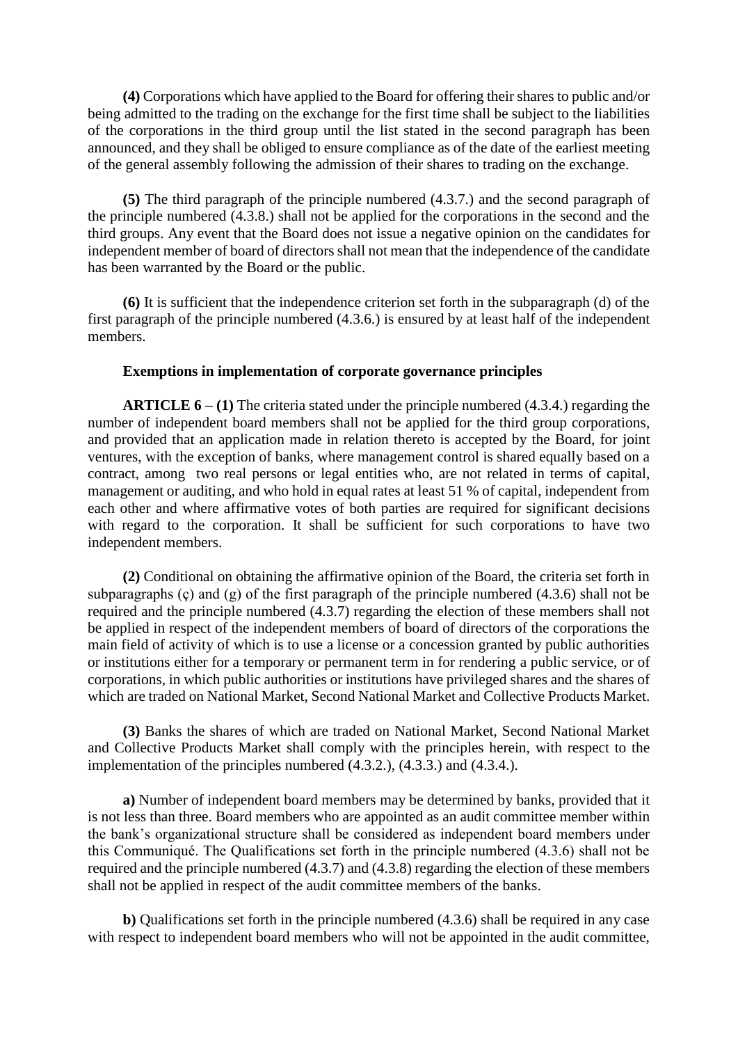**(4)** Corporations which have applied to the Board for offering their shares to public and/or being admitted to the trading on the exchange for the first time shall be subject to the liabilities of the corporations in the third group until the list stated in the second paragraph has been announced, and they shall be obliged to ensure compliance as of the date of the earliest meeting of the general assembly following the admission of their shares to trading on the exchange.

**(5)** The third paragraph of the principle numbered (4.3.7.) and the second paragraph of the principle numbered (4.3.8.) shall not be applied for the corporations in the second and the third groups. Any event that the Board does not issue a negative opinion on the candidates for independent member of board of directors shall not mean that the independence of the candidate has been warranted by the Board or the public.

**(6)** It is sufficient that the independence criterion set forth in the subparagraph (d) of the first paragraph of the principle numbered (4.3.6.) is ensured by at least half of the independent members.

**Exemptions in implementation of corporate governance principles**

**ARTICLE 6 – (1)** The criteria stated under the principle numbered (4.3.4.) regarding the number of independent board members shall not be applied for the third group corporations, and provided that an application made in relation thereto is accepted by the Board, for joint ventures, with the exception of banks, where management control is shared equally based on a contract, among two real persons or legal entities who, are not related in terms of capital, management or auditing, and who hold in equal rates at least 51 % of capital, independent from each other and where affirmative votes of both parties are required for significant decisions with regard to the corporation. It shall be sufficient for such corporations to have two independent members.

**(2)** Conditional on obtaining the affirmative opinion of the Board, the criteria set forth in subparagraphs (ç) and (g) of the first paragraph of the principle numbered (4.3.6) shall not be required and the principle numbered (4.3.7) regarding the election of these members shall not be applied in respect of the independent members of board of directors of the corporations the main field of activity of which is to use a license or a concession granted by public authorities or institutions either for a temporary or permanent term in for rendering a public service, or of corporations, in which public authorities or institutions have privileged shares and the shares of which are traded on National Market, Second National Market and Collective Products Market.

**(3)** Banks the shares of which are traded on National Market, Second National Market and Collective Products Market shall comply with the principles herein, with respect to the implementation of the principles numbered (4.3.2.), (4.3.3.) and (4.3.4.).

**a)** Number of independent board members may be determined by banks, provided that it is not less than three. Board members who are appointed as an audit committee member within the bank's organizational structure shall be considered as independent board members under this Communiqué. The Qualifications set forth in the principle numbered (4.3.6) shall not be required and the principle numbered (4.3.7) and (4.3.8) regarding the election of these members shall not be applied in respect of the audit committee members of the banks.

**b)** Qualifications set forth in the principle numbered (4.3.6) shall be required in any case with respect to independent board members who will not be appointed in the audit committee,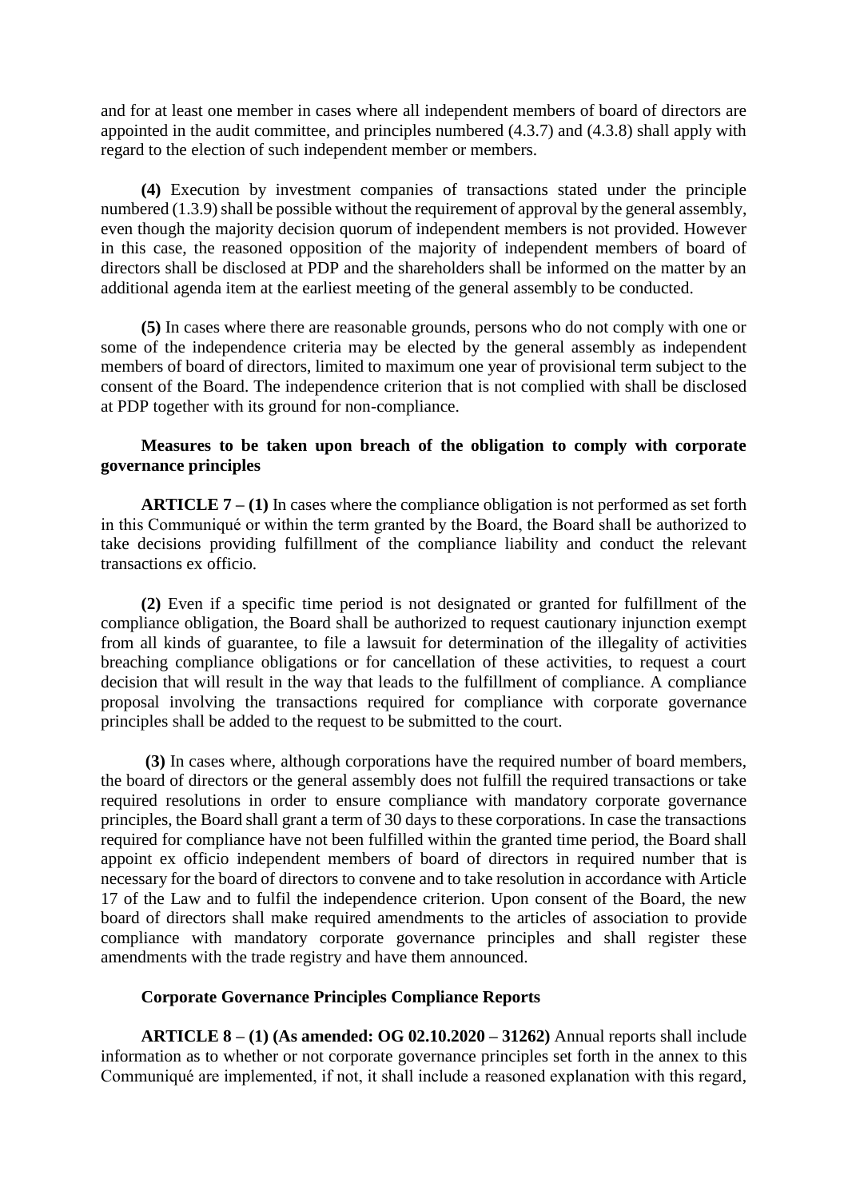and for at least one member in cases where all independent members of board of directors are appointed in the audit committee, and principles numbered (4.3.7) and (4.3.8) shall apply with regard to the election of such independent member or members.

**(4)** Execution by investment companies of transactions stated under the principle numbered (1.3.9) shall be possible without the requirement of approval by the general assembly, even though the majority decision quorum of independent members is not provided. However in this case, the reasoned opposition of the majority of independent members of board of directors shall be disclosed at PDP and the shareholders shall be informed on the matter by an additional agenda item at the earliest meeting of the general assembly to be conducted.

**(5)** In cases where there are reasonable grounds, persons who do not comply with one or some of the independence criteria may be elected by the general assembly as independent members of board of directors, limited to maximum one year of provisional term subject to the consent of the Board. The independence criterion that is not complied with shall be disclosed at PDP together with its ground for non-compliance.

### Measures to be taken upon breach of the obligation to comply with corporate governance principles

**ARTICLE 7 – (1)** In cases where the compliance obligation is not performed as set forth in this Communiqué or within the term granted by the Board, the Board shall be authorized to take decisions providing fulfillment of the compliance liability and conduct the relevant transactions ex officio.

**(2)** Even if a specific time period is not designated or granted for fulfillment of the compliance obligation, the Board shall be authorized to request cautionary injunction exempt from all kinds of guarantee, to file a lawsuit for determination of the illegality of activities breaching compliance obligations or for cancellation of these activities, to request a court decision that will result in the way that leads to the fulfillment of compliance. A compliance proposal involving the transactions required for compliance with corporate governance principles shall be added to the request to be submitted to the court.

**(3)** In cases where, although corporations have the required number of board members, the board of directors or the general assembly does not fulfill the required transactions or take required resolutions in order to ensure compliance with mandatory corporate governance principles, the Board shall grant a term of 30 days to these corporations. In case the transactions required for compliance have not been fulfilled within the granted time period, the Board shall appoint ex officio independent members of board of directors in required number that is necessary for the board of directors to convene and to take resolution in accordance with Article 17 of the Law and to fulfil the independence criterion. Upon consent of the Board, the new board of directors shall make required amendments to the articles of association to provide compliance with mandatory corporate governance principles and shall register these amendments with the trade registry and have them announced.

### Corporate Governance Principles Compliance Reports

**ARTICLE 8 – (1) (As amended: OG 02.10.2020 – 31262)** Annual reports shall include information as to whether or not corporate governance principles set forth in the annex to this Communiqué are implemented, if not, it shall include a reasoned explanation with this regard,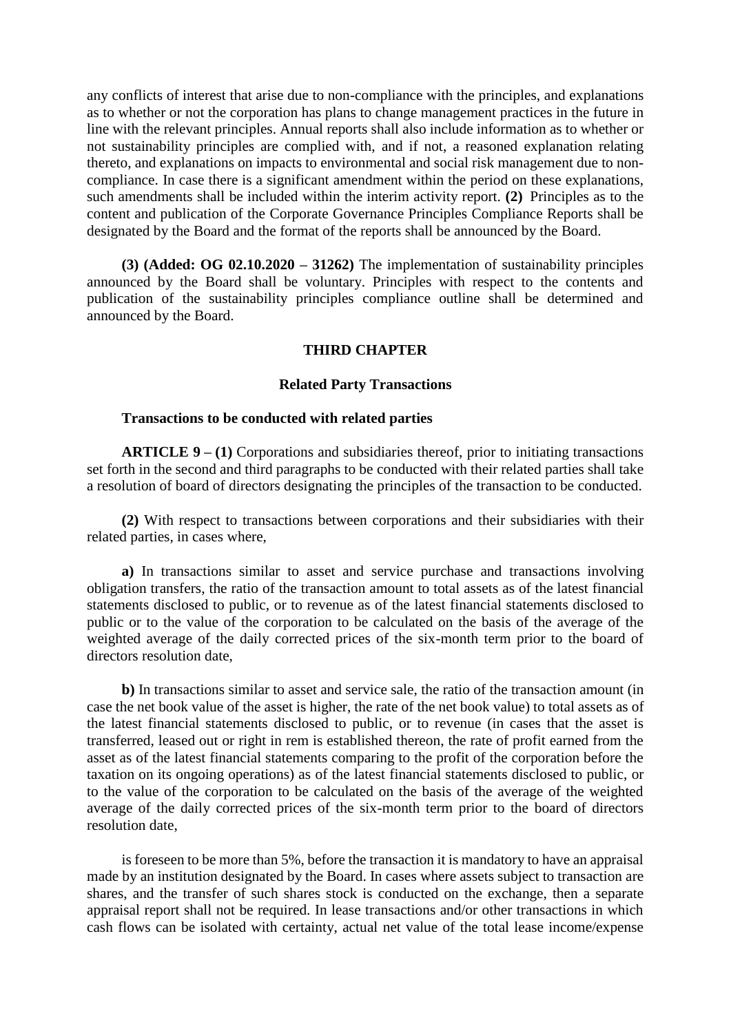any conflicts of interest that arise due to non-compliance with the principles, and explanations as to whether or not the corporation has plans to change management practices in the future in line with the relevant principles. Annual reports shall also include information as to whether or not sustainability principles are complied with, and if not, a reasoned explanation relating thereto, and explanations on impacts to environmental and social risk management due to non-compliance. In case there is a significant amendment within the period on these explanations, such amendments shall be included within the interim activity report. **(2)** Principles as to the content and publication of the Corporate Governance Principles Compliance Reports shall be designated by the Board and the format of the reports shall be announced by the Board.

**(3) (Added: OG 02.10.2020 – 31262)** The implementation of sustainability principles announced by the Board shall be voluntary. Principles with respect to the contents and publication of the sustainability principles compliance outline shall be determined and announced by the Board.

## THIRD CHAPTER

## Related Party Transactions

### Transactions to be conducted with related parties

**ARTICLE 9 – (1)** Corporations and subsidiaries thereof, prior to initiating transactions set forth in the second and third paragraphs to be conducted with their related parties shall take a resolution of board of directors designating the principles of the transaction to be conducted.

**(2)** With respect to transactions between corporations and their subsidiaries with their related parties, in cases where,

**a)** In transactions similar to asset and service purchase and transactions involving obligation transfers, the ratio of the transaction amount to total assets as of the latest financial statements disclosed to public, or to revenue as of the latest financial statements disclosed to public or to the value of the corporation to be calculated on the basis of the average of the weighted average of the daily corrected prices of the six-month term prior to the board of directors resolution date,

**b)** In transactions similar to asset and service sale, the ratio of the transaction amount (in case the net book value of the asset is higher, the rate of the net book value) to total assets as of the latest financial statements disclosed to public, or to revenue (in cases that the asset is transferred, leased out or right in rem is established thereon, the rate of profit earned from the asset as of the latest financial statements comparing to the profit of the corporation before the taxation on its ongoing operations) as of the latest financial statements disclosed to public, or to the value of the corporation to be calculated on the basis of the average of the weighted average of the daily corrected prices of the six-month term prior to the board of directors resolution date,

is foreseen to be more than 5%, before the transaction it is mandatory to have an appraisal made by an institution designated by the Board. In cases where assets subject to transaction are shares, and the transfer of such shares stock is conducted on the exchange, then a separate appraisal report shall not be required. In lease transactions and/or other transactions in which cash flows can be isolated with certainty, actual net value of the total lease income/expense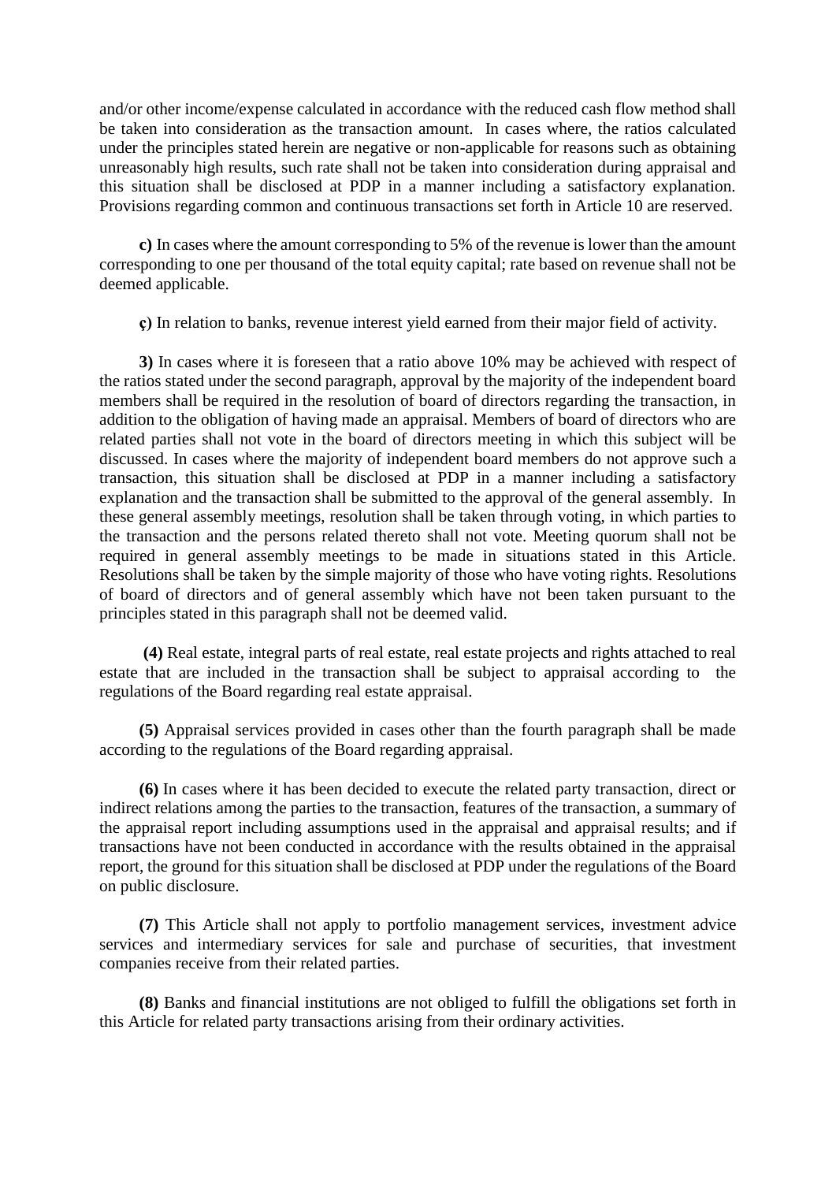and/or other income/expense calculated in accordance with the reduced cash flow method shall be taken into consideration as the transaction amount. In cases where, the ratios calculated under the principles stated herein are negative or non-applicable for reasons such as obtaining unreasonably high results, such rate shall not be taken into consideration during appraisal and this situation shall be disclosed at PDP in a manner including a satisfactory explanation. Provisions regarding common and continuous transactions set forth in Article 10 are reserved.

**c)** In cases where the amount corresponding to 5% of the revenue is lower than the amount corresponding to one per thousand of the total equity capital; rate based on revenue shall not be deemed applicable.

**ç)** In relation to banks, revenue interest yield earned from their major field of activity.

**3)** In cases where it is foreseen that a ratio above 10% may be achieved with respect of the ratios stated under the second paragraph, approval by the majority of the independent board members shall be required in the resolution of board of directors regarding the transaction, in addition to the obligation of having made an appraisal. Members of board of directors who are related parties shall not vote in the board of directors meeting in which this subject will be discussed. In cases where the majority of independent board members do not approve such a transaction, this situation shall be disclosed at PDP in a manner including a satisfactory explanation and the transaction shall be submitted to the approval of the general assembly. In these general assembly meetings, resolution shall be taken through voting, in which parties to the transaction and the persons related thereto shall not vote. Meeting quorum shall not be required in general assembly meetings to be made in situations stated in this Article. Resolutions shall be taken by the simple majority of those who have voting rights. Resolutions of board of directors and of general assembly which have not been taken pursuant to the principles stated in this paragraph shall not be deemed valid.

**(4)** Real estate, integral parts of real estate, real estate projects and rights attached to real estate that are included in the transaction shall be subject to appraisal according to the regulations of the Board regarding real estate appraisal.

**(5)** Appraisal services provided in cases other than the fourth paragraph shall be made according to the regulations of the Board regarding appraisal.

**(6)** In cases where it has been decided to execute the related party transaction, direct or indirect relations among the parties to the transaction, features of the transaction, a summary of the appraisal report including assumptions used in the appraisal and appraisal results; and if transactions have not been conducted in accordance with the results obtained in the appraisal report, the ground for this situation shall be disclosed at PDP under the regulations of the Board on public disclosure.

**(7)** This Article shall not apply to portfolio management services, investment advice services and intermediary services for sale and purchase of securities, that investment companies receive from their related parties.

**(8)** Banks and financial institutions are not obliged to fulfill the obligations set forth in this Article for related party transactions arising from their ordinary activities.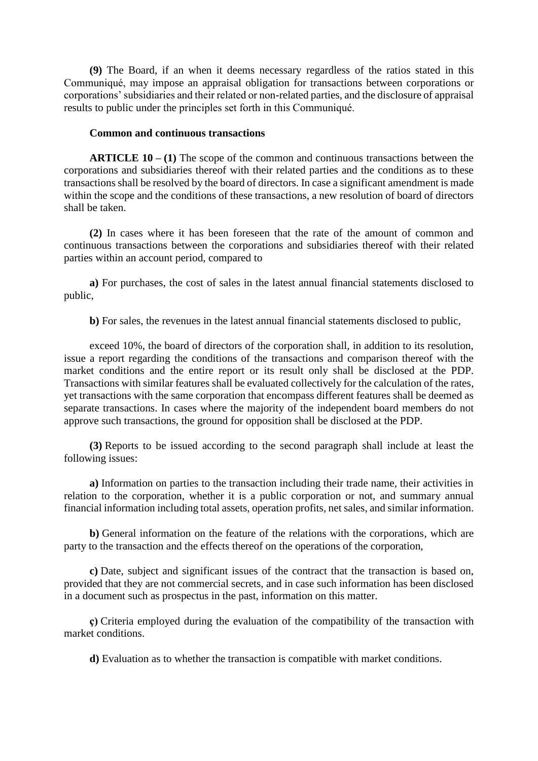**(9)** The Board, if an when it deems necessary regardless of the ratios stated in this Communiqué, may impose an appraisal obligation for transactions between corporations or corporations' subsidiaries and their related or non-related parties, and the disclosure of appraisal results to public under the principles set forth in this Communiqué.

**Common and continuous transactions**

**ARTICLE 10 – (1)** The scope of the common and continuous transactions between the corporations and subsidiaries thereof with their related parties and the conditions as to these transactions shall be resolved by the board of directors. In case a significant amendment is made within the scope and the conditions of these transactions, a new resolution of board of directors shall be taken.

**(2)** In cases where it has been foreseen that the rate of the amount of common and continuous transactions between the corporations and subsidiaries thereof with their related parties within an account period, compared to

**a)** For purchases, the cost of sales in the latest annual financial statements disclosed to public,

**b)** For sales, the revenues in the latest annual financial statements disclosed to public,

exceed 10%, the board of directors of the corporation shall, in addition to its resolution, issue a report regarding the conditions of the transactions and comparison thereof with the market conditions and the entire report or its result only shall be disclosed at the PDP. Transactions with similar features shall be evaluated collectively for the calculation of the rates, yet transactions with the same corporation that encompass different features shall be deemed as separate transactions. In cases where the majority of the independent board members do not approve such transactions, the ground for opposition shall be disclosed at the PDP.

**(3)** Reports to be issued according to the second paragraph shall include at least the following issues:

**a)** Information on parties to the transaction including their trade name, their activities in relation to the corporation, whether it is a public corporation or not, and summary annual financial information including total assets, operation profits, net sales, and similar information.

**b)** General information on the feature of the relations with the corporations, which are party to the transaction and the effects thereof on the operations of the corporation,

**c)** Date, subject and significant issues of the contract that the transaction is based on, provided that they are not commercial secrets, and in case such information has been disclosed in a document such as prospectus in the past, information on this matter.

**ç)** Criteria employed during the evaluation of the compatibility of the transaction with market conditions.

**d)** Evaluation as to whether the transaction is compatible with market conditions.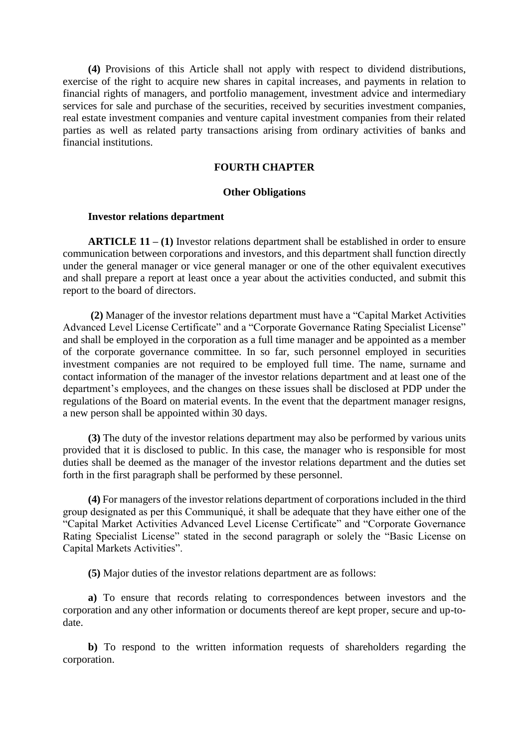**(4)** Provisions of this Article shall not apply with respect to dividend distributions, exercise of the right to acquire new shares in capital increases, and payments in relation to financial rights of managers, and portfolio management, investment advice and intermediary services for sale and purchase of the securities, received by securities investment companies, real estate investment companies and venture capital investment companies from their related parties as well as related party transactions arising from ordinary activities of banks and financial institutions.

## FOURTH CHAPTER

### Other Obligations

**Investor relations department**

**ARTICLE 11 – (1)** Investor relations department shall be established in order to ensure communication between corporations and investors, and this department shall function directly under the general manager or vice general manager or one of the other equivalent executives and shall prepare a report at least once a year about the activities conducted, and submit this report to the board of directors.

**(2)** Manager of the investor relations department must have a "Capital Market Activities Advanced Level License Certificate" and a "Corporate Governance Rating Specialist License" and shall be employed in the corporation as a full time manager and be appointed as a member of the corporate governance committee. In so far, such personnel employed in securities investment companies are not required to be employed full time. The name, surname and contact information of the manager of the investor relations department and at least one of the department's employees, and the changes on these issues shall be disclosed at PDP under the regulations of the Board on material events. In the event that the department manager resigns, a new person shall be appointed within 30 days.

**(3)** The duty of the investor relations department may also be performed by various units provided that it is disclosed to public. In this case, the manager who is responsible for most duties shall be deemed as the manager of the investor relations department and the duties set forth in the first paragraph shall be performed by these personnel.

**(4)** For managers of the investor relations department of corporations included in the third group designated as per this Communiqué, it shall be adequate that they have either one of the "Capital Market Activities Advanced Level License Certificate" and "Corporate Governance Rating Specialist License" stated in the second paragraph or solely the "Basic License on Capital Markets Activities".

**(5)** Major duties of the investor relations department are as follows:

**a)** To ensure that records relating to correspondences between investors and the corporation and any other information or documents thereof are kept proper, secure and up-to-date.

**b)** To respond to the written information requests of shareholders regarding the corporation.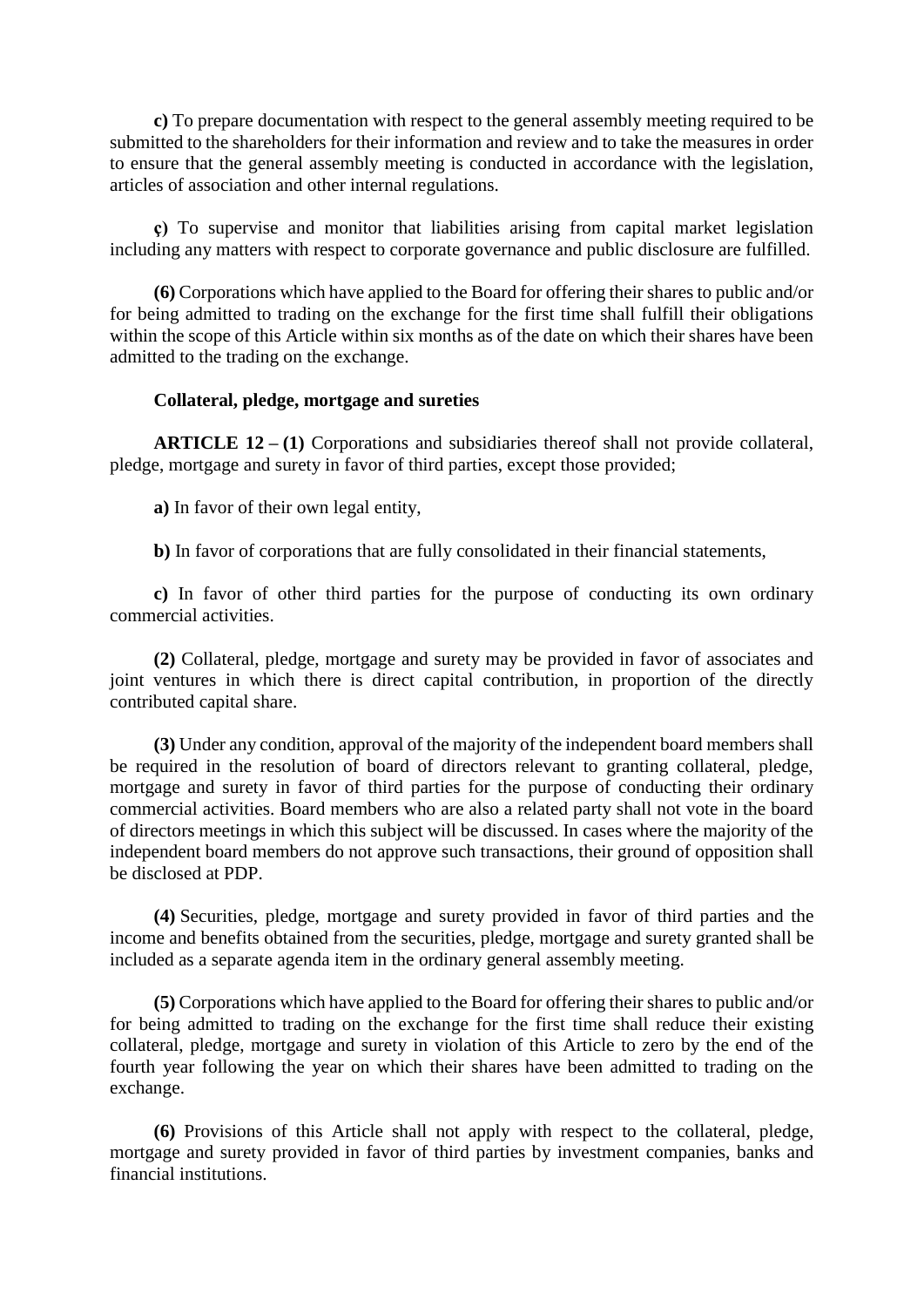**c)** To prepare documentation with respect to the general assembly meeting required to be submitted to the shareholders for their information and review and to take the measures in order to ensure that the general assembly meeting is conducted in accordance with the legislation, articles of association and other internal regulations.

**ç)** To supervise and monitor that liabilities arising from capital market legislation including any matters with respect to corporate governance and public disclosure are fulfilled.

**(6)** Corporations which have applied to the Board for offering their shares to public and/or for being admitted to trading on the exchange for the first time shall fulfill their obligations within the scope of this Article within six months as of the date on which their shares have been admitted to the trading on the exchange.

**Collateral, pledge, mortgage and sureties**

**ARTICLE 12 – (1)** Corporations and subsidiaries thereof shall not provide collateral, pledge, mortgage and surety in favor of third parties, except those provided;

**a)** In favor of their own legal entity,

**b)** In favor of corporations that are fully consolidated in their financial statements,

**c)** In favor of other third parties for the purpose of conducting its own ordinary commercial activities.

**(2)** Collateral, pledge, mortgage and surety may be provided in favor of associates and joint ventures in which there is direct capital contribution, in proportion of the directly contributed capital share.

**(3)** Under any condition, approval of the majority of the independent board members shall be required in the resolution of board of directors relevant to granting collateral, pledge, mortgage and surety in favor of third parties for the purpose of conducting their ordinary commercial activities. Board members who are also a related party shall not vote in the board of directors meetings in which this subject will be discussed. In cases where the majority of the independent board members do not approve such transactions, their ground of opposition shall be disclosed at PDP.

**(4)** Securities, pledge, mortgage and surety provided in favor of third parties and the income and benefits obtained from the securities, pledge, mortgage and surety granted shall be included as a separate agenda item in the ordinary general assembly meeting.

**(5)** Corporations which have applied to the Board for offering their shares to public and/or for being admitted to trading on the exchange for the first time shall reduce their existing collateral, pledge, mortgage and surety in violation of this Article to zero by the end of the fourth year following the year on which their shares have been admitted to trading on the exchange.

**(6)** Provisions of this Article shall not apply with respect to the collateral, pledge, mortgage and surety provided in favor of third parties by investment companies, banks and financial institutions.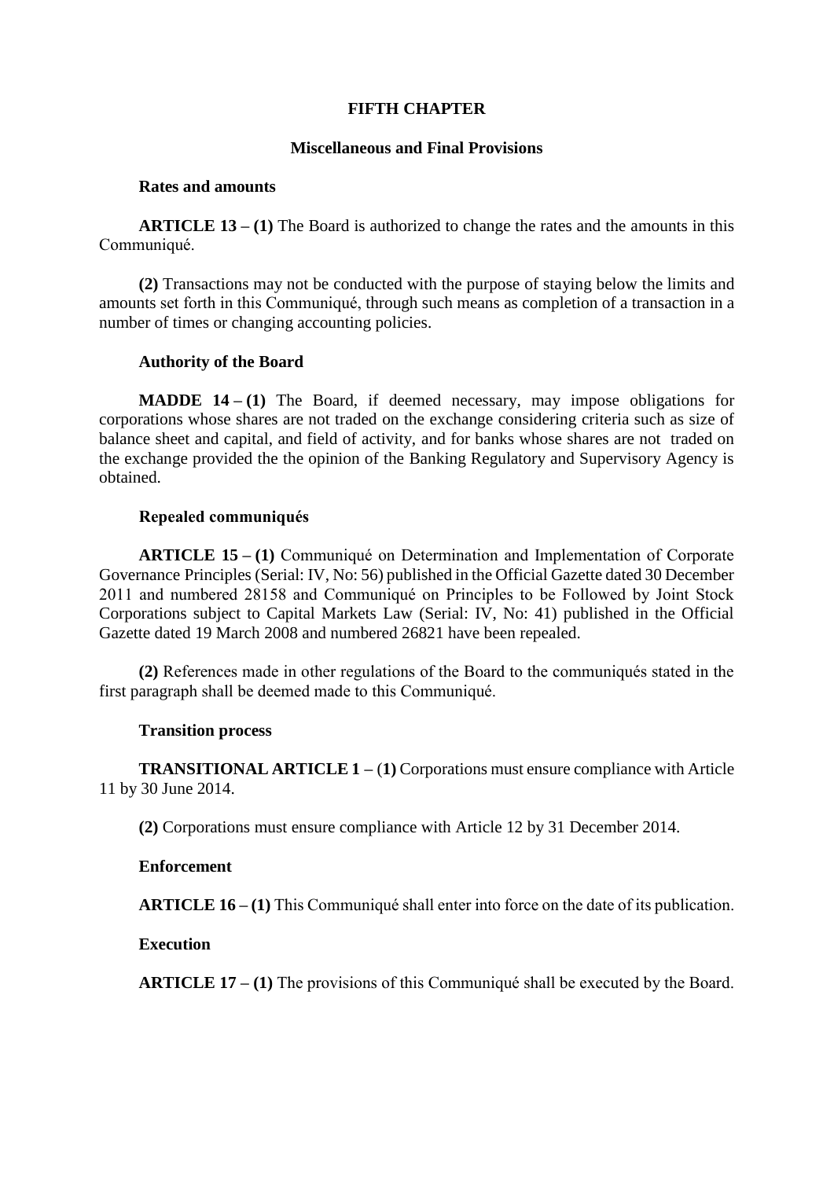## FIFTH CHAPTER

### Miscellaneous and Final Provisions

**Rates and amounts**

**ARTICLE 13 – (1)** The Board is authorized to change the rates and the amounts in this Communiqué.

**(2)** Transactions may not be conducted with the purpose of staying below the limits and amounts set forth in this Communiqué, through such means as completion of a transaction in a number of times or changing accounting policies.

**Authority of the Board**

**MADDE 14 – (1)** The Board, if deemed necessary, may impose obligations for corporations whose shares are not traded on the exchange considering criteria such as size of balance sheet and capital, and field of activity, and for banks whose shares are not traded on the exchange provided the the opinion of the Banking Regulatory and Supervisory Agency is obtained.

**Repealed communiqués**

**ARTICLE 15 – (1)** Communiqué on Determination and Implementation of Corporate Governance Principles (Serial: IV, No: 56) published in the Official Gazette dated 30 December 2011 and numbered 28158 and Communiqué on Principles to be Followed by Joint Stock Corporations subject to Capital Markets Law (Serial: IV, No: 41) published in the Official Gazette dated 19 March 2008 and numbered 26821 have been repealed.

**(2)** References made in other regulations of the Board to the communiqués stated in the first paragraph shall be deemed made to this Communiqué.

**Transition process**

**TRANSITIONAL ARTICLE 1 – (1)** Corporations must ensure compliance with Article 11 by 30 June 2014.

**(2)** Corporations must ensure compliance with Article 12 by 31 December 2014.

**Enforcement**

**ARTICLE 16 – (1)** This Communiqué shall enter into force on the date of its publication.

**Execution**

**ARTICLE 17 – (1)** The provisions of this Communiqué shall be executed by the Board.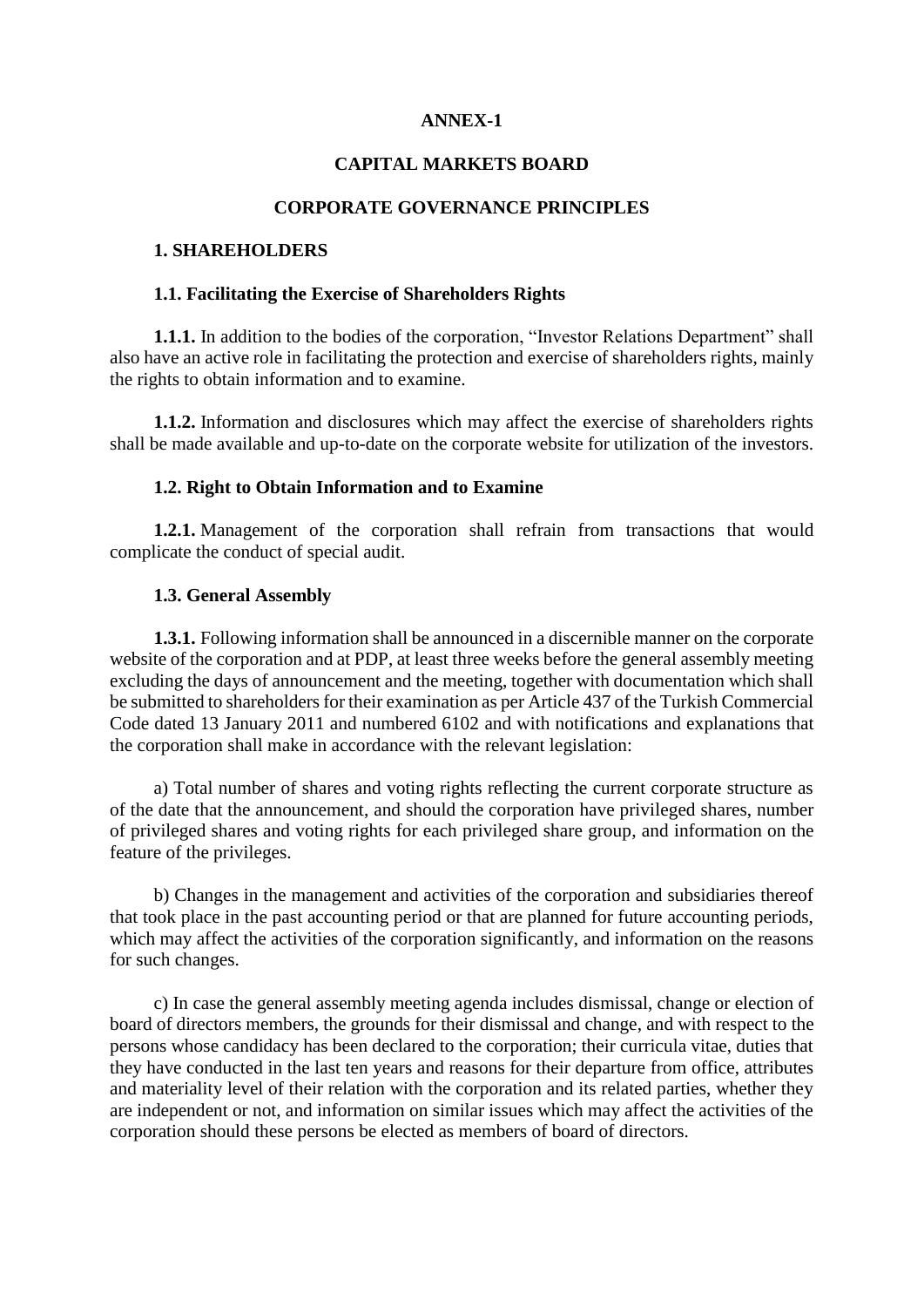**ANNEX-1**

**CAPITAL MARKETS BOARD**

**CORPORATE GOVERNANCE PRINCIPLES**

## 1. SHAREHOLDERS

### 1.1. Facilitating the Exercise of Shareholders Rights

**1.1.1.** In addition to the bodies of the corporation, "Investor Relations Department" shall also have an active role in facilitating the protection and exercise of shareholders rights, mainly the rights to obtain information and to examine.

**1.1.2.** Information and disclosures which may affect the exercise of shareholders rights shall be made available and up-to-date on the corporate website for utilization of the investors.

### 1.2. Right to Obtain Information and to Examine

**1.2.1.** Management of the corporation shall refrain from transactions that would complicate the conduct of special audit.

### 1.3. General Assembly

**1.3.1.** Following information shall be announced in a discernible manner on the corporate website of the corporation and at PDP, at least three weeks before the general assembly meeting excluding the days of announcement and the meeting, together with documentation which shall be submitted to shareholders for their examination as per Article 437 of the Turkish Commercial Code dated 13 January 2011 and numbered 6102 and with notifications and explanations that the corporation shall make in accordance with the relevant legislation:

a) Total number of shares and voting rights reflecting the current corporate structure as of the date that the announcement, and should the corporation have privileged shares, number of privileged shares and voting rights for each privileged share group, and information on the feature of the privileges.

b) Changes in the management and activities of the corporation and subsidiaries thereof that took place in the past accounting period or that are planned for future accounting periods, which may affect the activities of the corporation significantly, and information on the reasons for such changes.

c) In case the general assembly meeting agenda includes dismissal, change or election of board of directors members, the grounds for their dismissal and change, and with respect to the persons whose candidacy has been declared to the corporation; their curricula vitae, duties that they have conducted in the last ten years and reasons for their departure from office, attributes and materiality level of their relation with the corporation and its related parties, whether they are independent or not, and information on similar issues which may affect the activities of the corporation should these persons be elected as members of board of directors.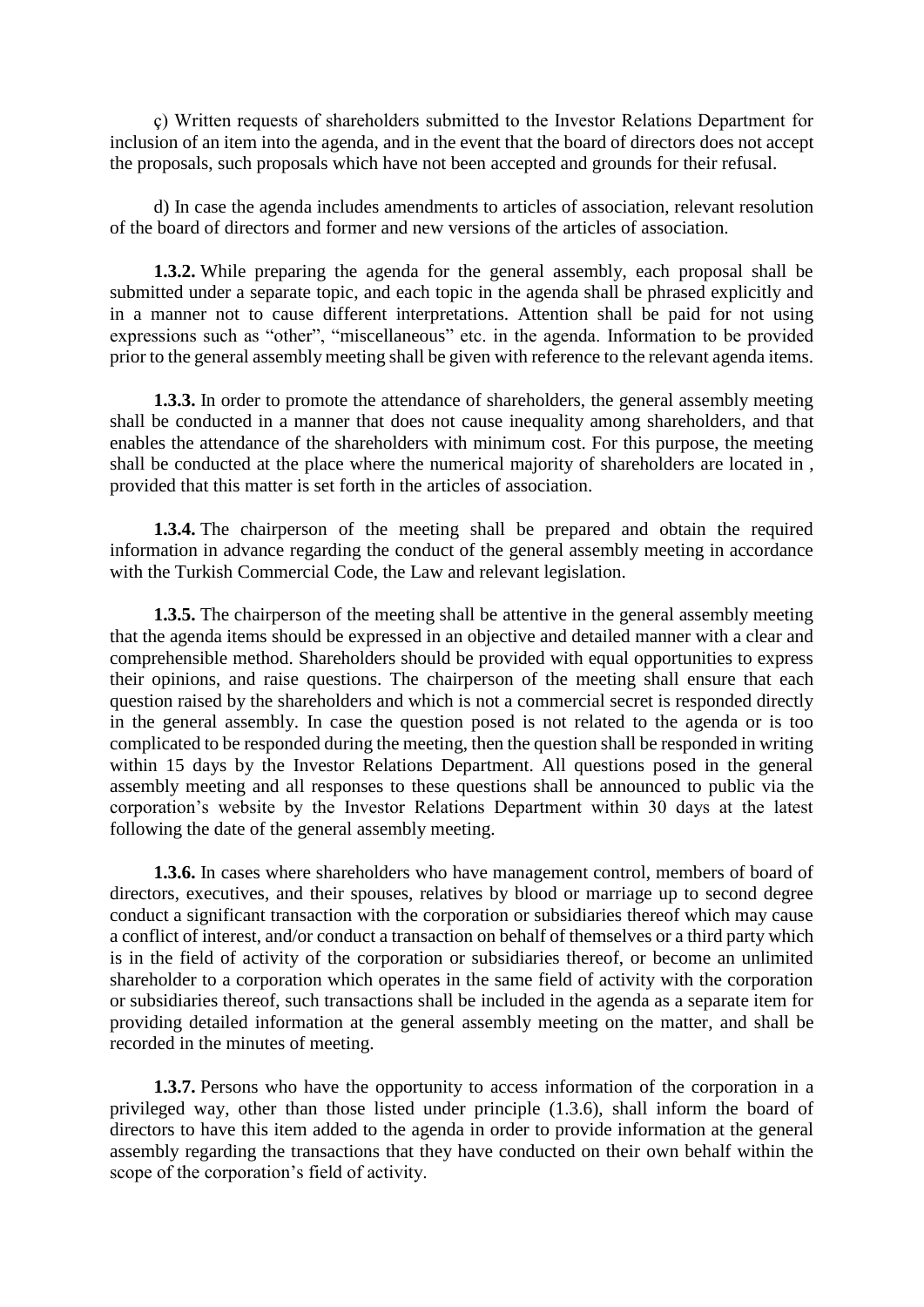ç) Written requests of shareholders submitted to the Investor Relations Department for inclusion of an item into the agenda, and in the event that the board of directors does not accept the proposals, such proposals which have not been accepted and grounds for their refusal.

d) In case the agenda includes amendments to articles of association, relevant resolution of the board of directors and former and new versions of the articles of association.

**1.3.2.** While preparing the agenda for the general assembly, each proposal shall be submitted under a separate topic, and each topic in the agenda shall be phrased explicitly and in a manner not to cause different interpretations. Attention shall be paid for not using expressions such as "other", "miscellaneous" etc. in the agenda. Information to be provided prior to the general assembly meeting shall be given with reference to the relevant agenda items.

**1.3.3.** In order to promote the attendance of shareholders, the general assembly meeting shall be conducted in a manner that does not cause inequality among shareholders, and that enables the attendance of the shareholders with minimum cost. For this purpose, the meeting shall be conducted at the place where the numerical majority of shareholders are located in , provided that this matter is set forth in the articles of association.

**1.3.4.** The chairperson of the meeting shall be prepared and obtain the required information in advance regarding the conduct of the general assembly meeting in accordance with the Turkish Commercial Code, the Law and relevant legislation.

**1.3.5.** The chairperson of the meeting shall be attentive in the general assembly meeting that the agenda items should be expressed in an objective and detailed manner with a clear and comprehensible method. Shareholders should be provided with equal opportunities to express their opinions, and raise questions. The chairperson of the meeting shall ensure that each question raised by the shareholders and which is not a commercial secret is responded directly in the general assembly. In case the question posed is not related to the agenda or is too complicated to be responded during the meeting, then the question shall be responded in writing within 15 days by the Investor Relations Department. All questions posed in the general assembly meeting and all responses to these questions shall be announced to public via the corporation's website by the Investor Relations Department within 30 days at the latest following the date of the general assembly meeting.

**1.3.6.** In cases where shareholders who have management control, members of board of directors, executives, and their spouses, relatives by blood or marriage up to second degree conduct a significant transaction with the corporation or subsidiaries thereof which may cause a conflict of interest, and/or conduct a transaction on behalf of themselves or a third party which is in the field of activity of the corporation or subsidiaries thereof, or become an unlimited shareholder to a corporation which operates in the same field of activity with the corporation or subsidiaries thereof, such transactions shall be included in the agenda as a separate item for providing detailed information at the general assembly meeting on the matter, and shall be recorded in the minutes of meeting.

**1.3.7.** Persons who have the opportunity to access information of the corporation in a privileged way, other than those listed under principle (1.3.6), shall inform the board of directors to have this item added to the agenda in order to provide information at the general assembly regarding the transactions that they have conducted on their own behalf within the scope of the corporation's field of activity.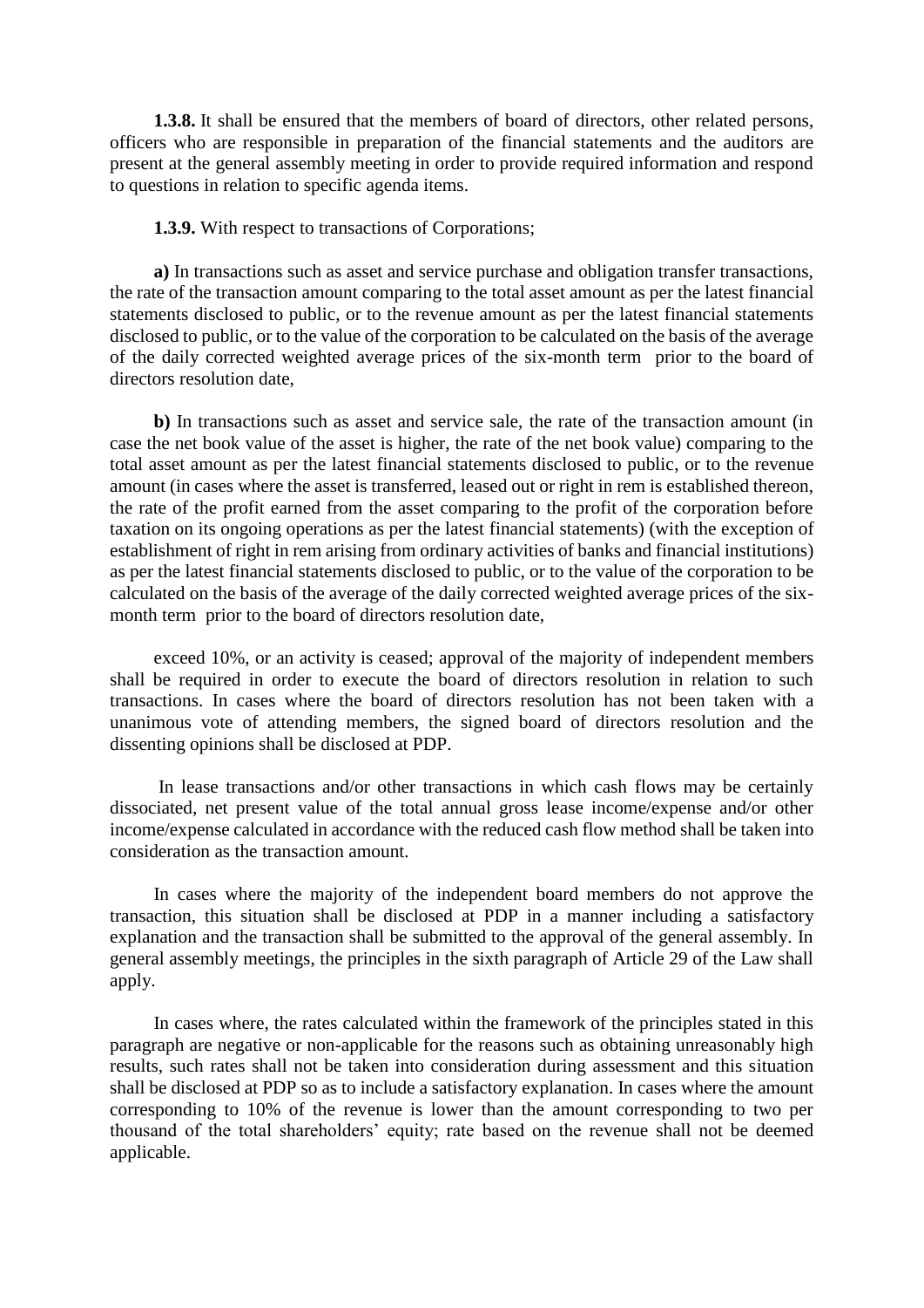**1.3.8.** It shall be ensured that the members of board of directors, other related persons, officers who are responsible in preparation of the financial statements and the auditors are present at the general assembly meeting in order to provide required information and respond to questions in relation to specific agenda items.

**1.3.9.** With respect to transactions of Corporations;

**a)** In transactions such as asset and service purchase and obligation transfer transactions, the rate of the transaction amount comparing to the total asset amount as per the latest financial statements disclosed to public, or to the revenue amount as per the latest financial statements disclosed to public, or to the value of the corporation to be calculated on the basis of the average of the daily corrected weighted average prices of the six-month term prior to the board of directors resolution date,

**b)** In transactions such as asset and service sale, the rate of the transaction amount (in case the net book value of the asset is higher, the rate of the net book value) comparing to the total asset amount as per the latest financial statements disclosed to public, or to the revenue amount (in cases where the asset is transferred, leased out or right in rem is established thereon, the rate of the profit earned from the asset comparing to the profit of the corporation before taxation on its ongoing operations as per the latest financial statements) (with the exception of establishment of right in rem arising from ordinary activities of banks and financial institutions) as per the latest financial statements disclosed to public, or to the value of the corporation to be calculated on the basis of the average of the daily corrected weighted average prices of the six-month term prior to the board of directors resolution date,

exceed 10%, or an activity is ceased; approval of the majority of independent members shall be required in order to execute the board of directors resolution in relation to such transactions. In cases where the board of directors resolution has not been taken with a unanimous vote of attending members, the signed board of directors resolution and the dissenting opinions shall be disclosed at PDP.

In lease transactions and/or other transactions in which cash flows may be certainly dissociated, net present value of the total annual gross lease income/expense and/or other income/expense calculated in accordance with the reduced cash flow method shall be taken into consideration as the transaction amount.

In cases where the majority of the independent board members do not approve the transaction, this situation shall be disclosed at PDP in a manner including a satisfactory explanation and the transaction shall be submitted to the approval of the general assembly. In general assembly meetings, the principles in the sixth paragraph of Article 29 of the Law shall apply.

In cases where, the rates calculated within the framework of the principles stated in this paragraph are negative or non-applicable for the reasons such as obtaining unreasonably high results, such rates shall not be taken into consideration during assessment and this situation shall be disclosed at PDP so as to include a satisfactory explanation. In cases where the amount corresponding to 10% of the revenue is lower than the amount corresponding to two per thousand of the total shareholders' equity; rate based on the revenue shall not be deemed applicable.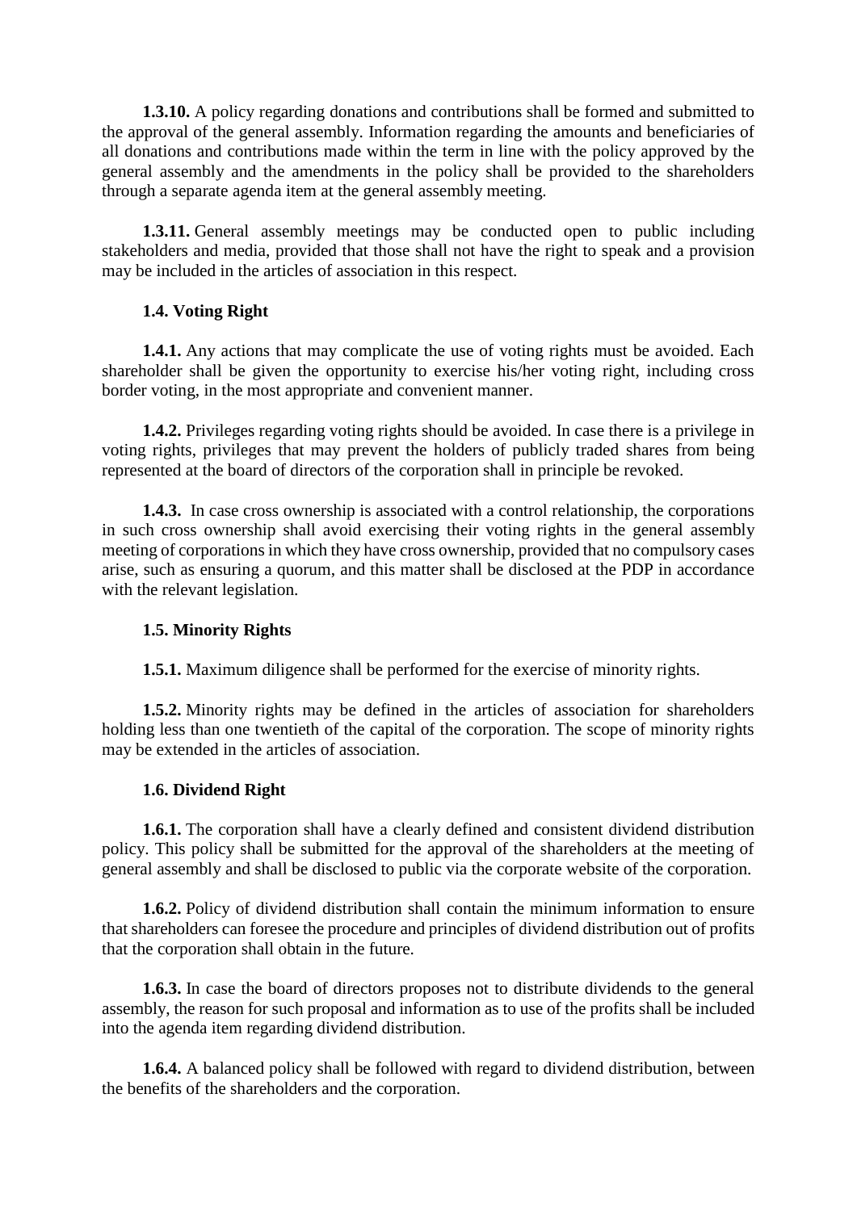**1.3.10.** A policy regarding donations and contributions shall be formed and submitted to the approval of the general assembly. Information regarding the amounts and beneficiaries of all donations and contributions made within the term in line with the policy approved by the general assembly and the amendments in the policy shall be provided to the shareholders through a separate agenda item at the general assembly meeting.

**1.3.11.** General assembly meetings may be conducted open to public including stakeholders and media, provided that those shall not have the right to speak and a provision may be included in the articles of association in this respect.

### 1.4. Voting Right

**1.4.1.** Any actions that may complicate the use of voting rights must be avoided. Each shareholder shall be given the opportunity to exercise his/her voting right, including cross border voting, in the most appropriate and convenient manner.

**1.4.2.** Privileges regarding voting rights should be avoided. In case there is a privilege in voting rights, privileges that may prevent the holders of publicly traded shares from being represented at the board of directors of the corporation shall in principle be revoked.

**1.4.3.** In case cross ownership is associated with a control relationship, the corporations in such cross ownership shall avoid exercising their voting rights in the general assembly meeting of corporations in which they have cross ownership, provided that no compulsory cases arise, such as ensuring a quorum, and this matter shall be disclosed at the PDP in accordance with the relevant legislation.

### 1.5. Minority Rights

**1.5.1.** Maximum diligence shall be performed for the exercise of minority rights.

**1.5.2.** Minority rights may be defined in the articles of association for shareholders holding less than one twentieth of the capital of the corporation. The scope of minority rights may be extended in the articles of association.

### 1.6. Dividend Right

**1.6.1.** The corporation shall have a clearly defined and consistent dividend distribution policy. This policy shall be submitted for the approval of the shareholders at the meeting of general assembly and shall be disclosed to public via the corporate website of the corporation.

**1.6.2.** Policy of dividend distribution shall contain the minimum information to ensure that shareholders can foresee the procedure and principles of dividend distribution out of profits that the corporation shall obtain in the future.

**1.6.3.** In case the board of directors proposes not to distribute dividends to the general assembly, the reason for such proposal and information as to use of the profits shall be included into the agenda item regarding dividend distribution.

**1.6.4.** A balanced policy shall be followed with regard to dividend distribution, between the benefits of the shareholders and the corporation.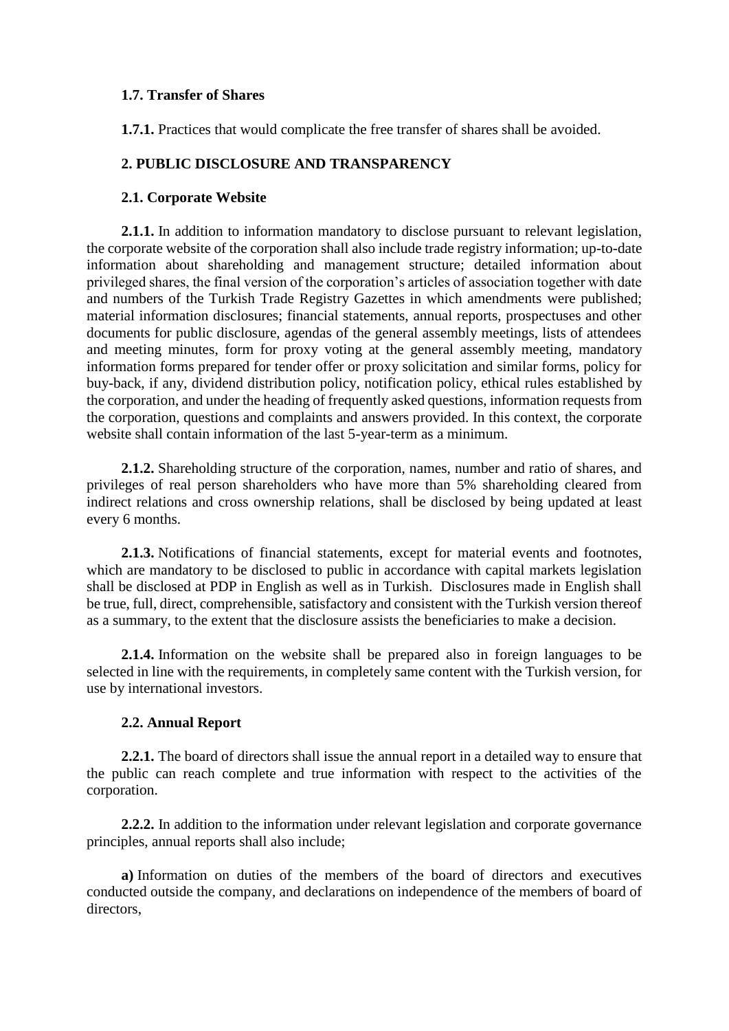**1.7. Transfer of Shares**

**1.7.1.** Practices that would complicate the free transfer of shares shall be avoided.

## 2. PUBLIC DISCLOSURE AND TRANSPARENCY

### 2.1. Corporate Website

**2.1.1.** In addition to information mandatory to disclose pursuant to relevant legislation, the corporate website of the corporation shall also include trade registry information; up-to-date information about shareholding and management structure; detailed information about privileged shares, the final version of the corporation's articles of association together with date and numbers of the Turkish Trade Registry Gazettes in which amendments were published; material information disclosures; financial statements, annual reports, prospectuses and other documents for public disclosure, agendas of the general assembly meetings, lists of attendees and meeting minutes, form for proxy voting at the general assembly meeting, mandatory information forms prepared for tender offer or proxy solicitation and similar forms, policy for buy-back, if any, dividend distribution policy, notification policy, ethical rules established by the corporation, and under the heading of frequently asked questions, information requests from the corporation, questions and complaints and answers provided. In this context, the corporate website shall contain information of the last 5-year-term as a minimum.

**2.1.2.** Shareholding structure of the corporation, names, number and ratio of shares, and privileges of real person shareholders who have more than 5% shareholding cleared from indirect relations and cross ownership relations, shall be disclosed by being updated at least every 6 months.

**2.1.3.** Notifications of financial statements, except for material events and footnotes, which are mandatory to be disclosed to public in accordance with capital markets legislation shall be disclosed at PDP in English as well as in Turkish. Disclosures made in English shall be true, full, direct, comprehensible, satisfactory and consistent with the Turkish version thereof as a summary, to the extent that the disclosure assists the beneficiaries to make a decision.

**2.1.4.** Information on the website shall be prepared also in foreign languages to be selected in line with the requirements, in completely same content with the Turkish version, for use by international investors.

### 2.2. Annual Report

**2.2.1.** The board of directors shall issue the annual report in a detailed way to ensure that the public can reach complete and true information with respect to the activities of the corporation.

**2.2.2.** In addition to the information under relevant legislation and corporate governance principles, annual reports shall also include;

**a)** Information on duties of the members of the board of directors and executives conducted outside the company, and declarations on independence of the members of board of directors,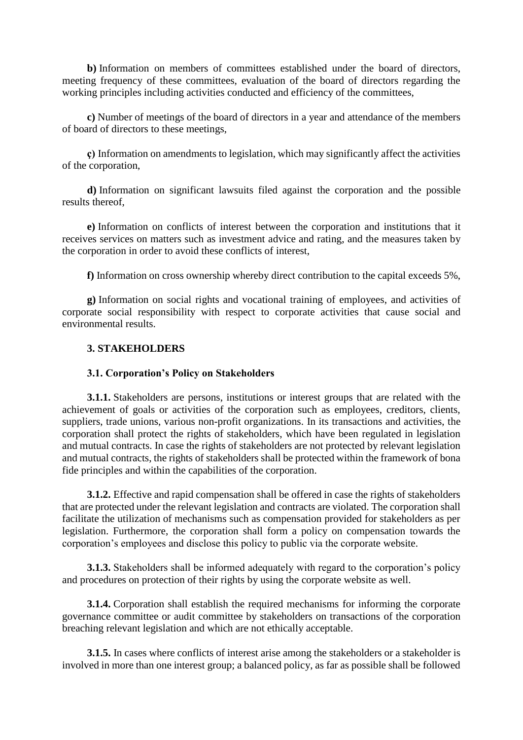**b)** Information on members of committees established under the board of directors, meeting frequency of these committees, evaluation of the board of directors regarding the working principles including activities conducted and efficiency of the committees,

**c)** Number of meetings of the board of directors in a year and attendance of the members of board of directors to these meetings,

**ç)** Information on amendments to legislation, which may significantly affect the activities of the corporation,

**d)** Information on significant lawsuits filed against the corporation and the possible results thereof,

**e)** Information on conflicts of interest between the corporation and institutions that it receives services on matters such as investment advice and rating, and the measures taken by the corporation in order to avoid these conflicts of interest,

**f)** Information on cross ownership whereby direct contribution to the capital exceeds 5%,

**g)** Information on social rights and vocational training of employees, and activities of corporate social responsibility with respect to corporate activities that cause social and environmental results.

## 3. STAKEHOLDERS

### 3.1. Corporation's Policy on Stakeholders

**3.1.1.** Stakeholders are persons, institutions or interest groups that are related with the achievement of goals or activities of the corporation such as employees, creditors, clients, suppliers, trade unions, various non-profit organizations. In its transactions and activities, the corporation shall protect the rights of stakeholders, which have been regulated in legislation and mutual contracts. In case the rights of stakeholders are not protected by relevant legislation and mutual contracts, the rights of stakeholders shall be protected within the framework of bona fide principles and within the capabilities of the corporation.

**3.1.2.** Effective and rapid compensation shall be offered in case the rights of stakeholders that are protected under the relevant legislation and contracts are violated. The corporation shall facilitate the utilization of mechanisms such as compensation provided for stakeholders as per legislation. Furthermore, the corporation shall form a policy on compensation towards the corporation's employees and disclose this policy to public via the corporate website.

**3.1.3.** Stakeholders shall be informed adequately with regard to the corporation's policy and procedures on protection of their rights by using the corporate website as well.

**3.1.4.** Corporation shall establish the required mechanisms for informing the corporate governance committee or audit committee by stakeholders on transactions of the corporation breaching relevant legislation and which are not ethically acceptable.

**3.1.5.** In cases where conflicts of interest arise among the stakeholders or a stakeholder is involved in more than one interest group; a balanced policy, as far as possible shall be followed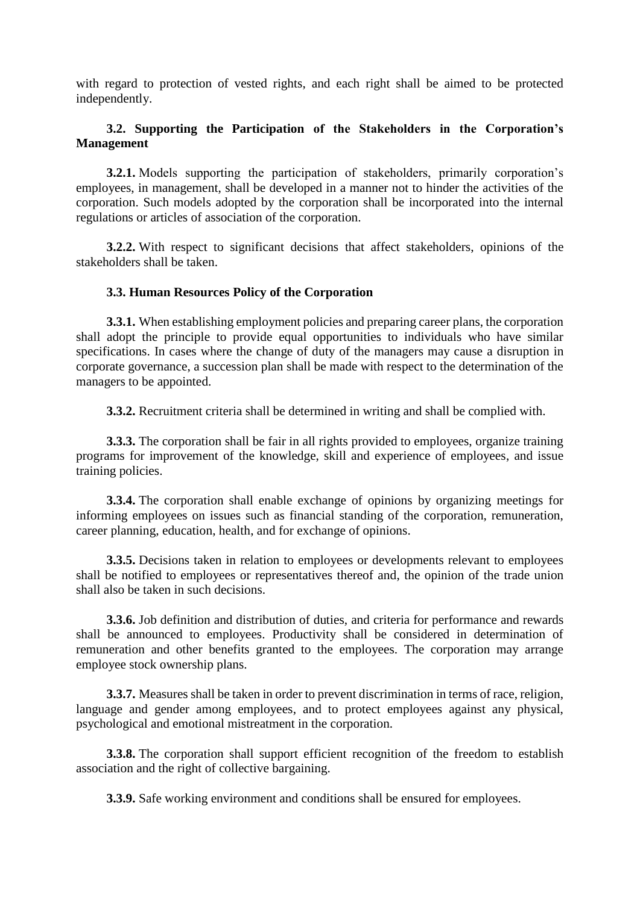with regard to protection of vested rights, and each right shall be aimed to be protected independently.

### 3.2. Supporting the Participation of the Stakeholders in the Corporation's Management

**3.2.1.** Models supporting the participation of stakeholders, primarily corporation's employees, in management, shall be developed in a manner not to hinder the activities of the corporation. Such models adopted by the corporation shall be incorporated into the internal regulations or articles of association of the corporation.

**3.2.2.** With respect to significant decisions that affect stakeholders, opinions of the stakeholders shall be taken.

### 3.3. Human Resources Policy of the Corporation

**3.3.1.** When establishing employment policies and preparing career plans, the corporation shall adopt the principle to provide equal opportunities to individuals who have similar specifications. In cases where the change of duty of the managers may cause a disruption in corporate governance, a succession plan shall be made with respect to the determination of the managers to be appointed.

**3.3.2.** Recruitment criteria shall be determined in writing and shall be complied with.

**3.3.3.** The corporation shall be fair in all rights provided to employees, organize training programs for improvement of the knowledge, skill and experience of employees, and issue training policies.

**3.3.4.** The corporation shall enable exchange of opinions by organizing meetings for informing employees on issues such as financial standing of the corporation, remuneration, career planning, education, health, and for exchange of opinions.

**3.3.5.** Decisions taken in relation to employees or developments relevant to employees shall be notified to employees or representatives thereof and, the opinion of the trade union shall also be taken in such decisions.

**3.3.6.** Job definition and distribution of duties, and criteria for performance and rewards shall be announced to employees. Productivity shall be considered in determination of remuneration and other benefits granted to the employees. The corporation may arrange employee stock ownership plans.

**3.3.7.** Measures shall be taken in order to prevent discrimination in terms of race, religion, language and gender among employees, and to protect employees against any physical, psychological and emotional mistreatment in the corporation.

**3.3.8.** The corporation shall support efficient recognition of the freedom to establish association and the right of collective bargaining.

**3.3.9.** Safe working environment and conditions shall be ensured for employees.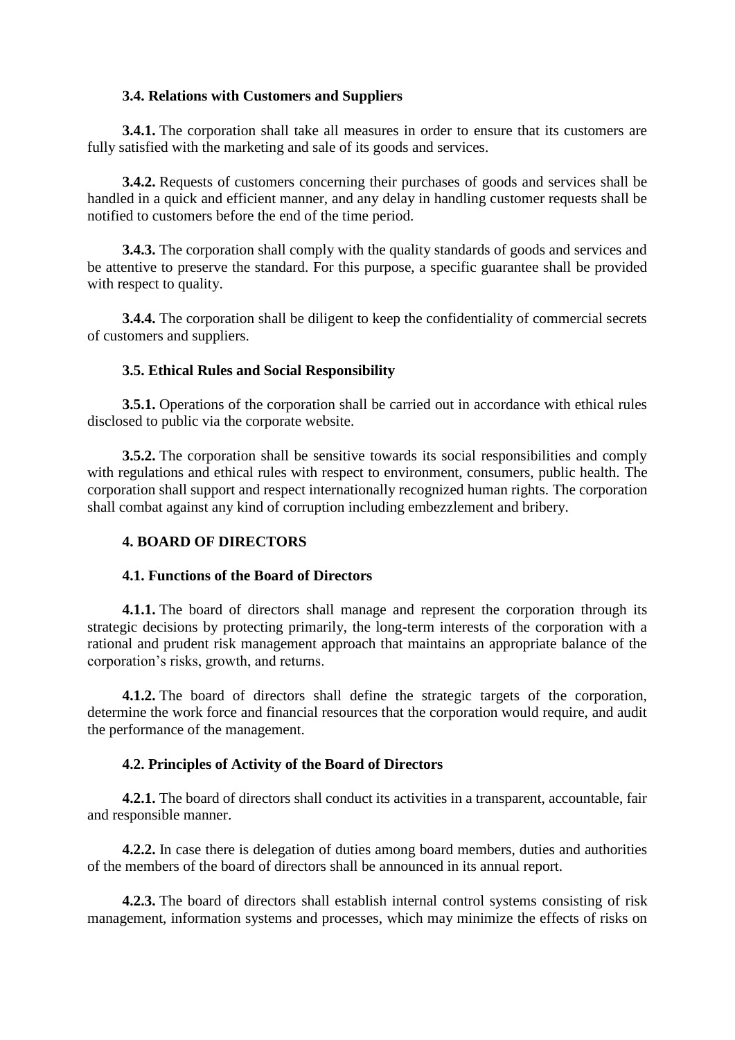### 3.4. Relations with Customers and Suppliers

**3.4.1.** The corporation shall take all measures in order to ensure that its customers are fully satisfied with the marketing and sale of its goods and services.

**3.4.2.** Requests of customers concerning their purchases of goods and services shall be handled in a quick and efficient manner, and any delay in handling customer requests shall be notified to customers before the end of the time period.

**3.4.3.** The corporation shall comply with the quality standards of goods and services and be attentive to preserve the standard. For this purpose, a specific guarantee shall be provided with respect to quality.

**3.4.4.** The corporation shall be diligent to keep the confidentiality of commercial secrets of customers and suppliers.

### 3.5. Ethical Rules and Social Responsibility

**3.5.1.** Operations of the corporation shall be carried out in accordance with ethical rules disclosed to public via the corporate website.

**3.5.2.** The corporation shall be sensitive towards its social responsibilities and comply with regulations and ethical rules with respect to environment, consumers, public health. The corporation shall support and respect internationally recognized human rights. The corporation shall combat against any kind of corruption including embezzlement and bribery.

## 4. BOARD OF DIRECTORS

### 4.1. Functions of the Board of Directors

**4.1.1.** The board of directors shall manage and represent the corporation through its strategic decisions by protecting primarily, the long-term interests of the corporation with a rational and prudent risk management approach that maintains an appropriate balance of the corporation's risks, growth, and returns.

**4.1.2.** The board of directors shall define the strategic targets of the corporation, determine the work force and financial resources that the corporation would require, and audit the performance of the management.

### 4.2. Principles of Activity of the Board of Directors

**4.2.1.** The board of directors shall conduct its activities in a transparent, accountable, fair and responsible manner.

**4.2.2.** In case there is delegation of duties among board members, duties and authorities of the members of the board of directors shall be announced in its annual report.

**4.2.3.** The board of directors shall establish internal control systems consisting of risk management, information systems and processes, which may minimize the effects of risks on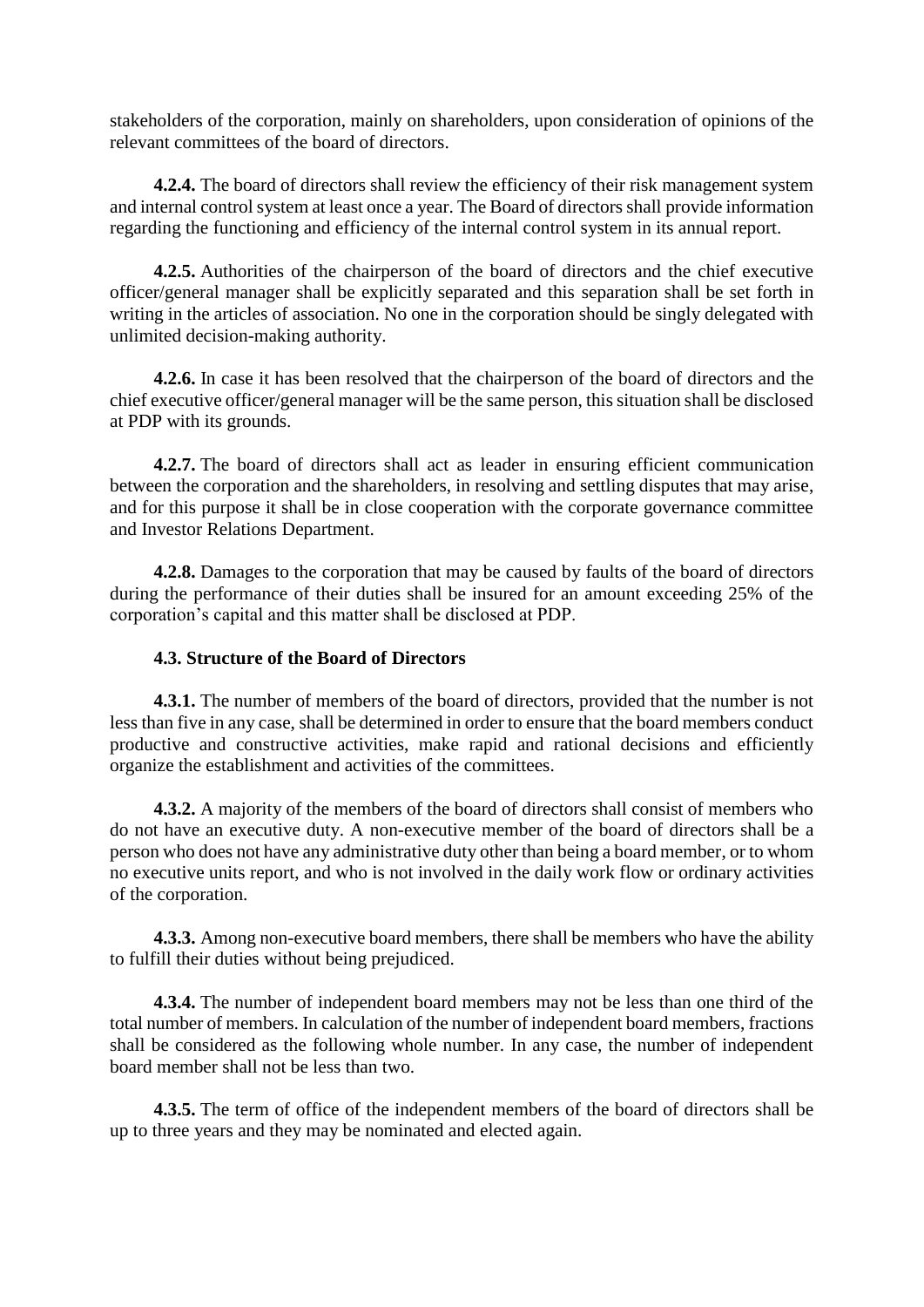stakeholders of the corporation, mainly on shareholders, upon consideration of opinions of the relevant committees of the board of directors.

**4.2.4.** The board of directors shall review the efficiency of their risk management system and internal control system at least once a year. The Board of directors shall provide information regarding the functioning and efficiency of the internal control system in its annual report.

**4.2.5.** Authorities of the chairperson of the board of directors and the chief executive officer/general manager shall be explicitly separated and this separation shall be set forth in writing in the articles of association. No one in the corporation should be singly delegated with unlimited decision-making authority.

**4.2.6.** In case it has been resolved that the chairperson of the board of directors and the chief executive officer/general manager will be the same person, this situation shall be disclosed at PDP with its grounds.

**4.2.7.** The board of directors shall act as leader in ensuring efficient communication between the corporation and the shareholders, in resolving and settling disputes that may arise, and for this purpose it shall be in close cooperation with the corporate governance committee and Investor Relations Department.

**4.2.8.** Damages to the corporation that may be caused by faults of the board of directors during the performance of their duties shall be insured for an amount exceeding 25% of the corporation's capital and this matter shall be disclosed at PDP.

**4.3. Structure of the Board of Directors**

**4.3.1.** The number of members of the board of directors, provided that the number is not less than five in any case, shall be determined in order to ensure that the board members conduct productive and constructive activities, make rapid and rational decisions and efficiently organize the establishment and activities of the committees.

**4.3.2.** A majority of the members of the board of directors shall consist of members who do not have an executive duty. A non-executive member of the board of directors shall be a person who does not have any administrative duty other than being a board member, or to whom no executive units report, and who is not involved in the daily work flow or ordinary activities of the corporation.

**4.3.3.** Among non-executive board members, there shall be members who have the ability to fulfill their duties without being prejudiced.

**4.3.4.** The number of independent board members may not be less than one third of the total number of members. In calculation of the number of independent board members, fractions shall be considered as the following whole number. In any case, the number of independent board member shall not be less than two.

**4.3.5.** The term of office of the independent members of the board of directors shall be up to three years and they may be nominated and elected again.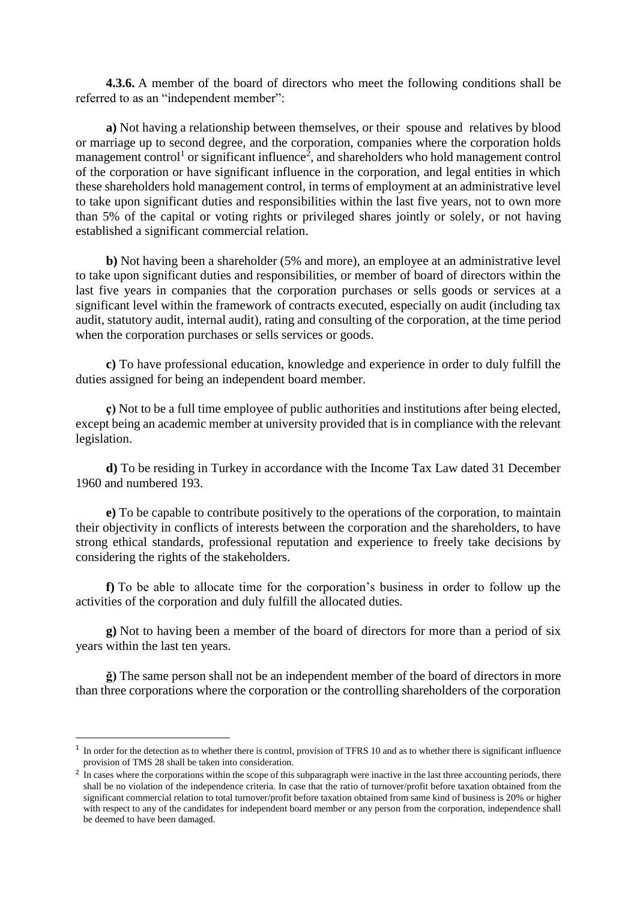**4.3.6.** A member of the board of directors who meet the following conditions shall be referred to as an "independent member":

**a)** Not having a relationship between themselves, or their spouse and relatives by blood or marriage up to second degree, and the corporation, companies where the corporation holds management control[1] or significant influence[2], and shareholders who hold management control of the corporation or have significant influence in the corporation, and legal entities in which these shareholders hold management control, in terms of employment at an administrative level to take upon significant duties and responsibilities within the last five years, not to own more than 5% of the capital or voting rights or privileged shares jointly or solely, or not having established a significant commercial relation.

**b)** Not having been a shareholder (5% and more), an employee at an administrative level to take upon significant duties and responsibilities, or member of board of directors within the last five years in companies that the corporation purchases or sells goods or services at a significant level within the framework of contracts executed, especially on audit (including tax audit, statutory audit, internal audit), rating and consulting of the corporation, at the time period when the corporation purchases or sells services or goods.

**c)** To have professional education, knowledge and experience in order to duly fulfill the duties assigned for being an independent board member.

**ç)** Not to be a full time employee of public authorities and institutions after being elected, except being an academic member at university provided that is in compliance with the relevant legislation.

**d)** To be residing in Turkey in accordance with the Income Tax Law dated 31 December 1960 and numbered 193.

**e)** To be capable to contribute positively to the operations of the corporation, to maintain their objectivity in conflicts of interests between the corporation and the shareholders, to have strong ethical standards, professional reputation and experience to freely take decisions by considering the rights of the stakeholders.

**f)** To be able to allocate time for the corporation's business in order to follow up the activities of the corporation and duly fulfill the allocated duties.

**g)** Not to having been a member of the board of directors for more than a period of six years within the last ten years.

**ğ)** The same person shall not be an independent member of the board of directors in more than three corporations where the corporation or the controlling shareholders of the corporation

---

[1] In order for the detection as to whether there is control, provision of TFRS 10 and as to whether there is significant influence provision of TMS 28 shall be taken into consideration.

[2] In cases where the corporations within the scope of this subparagraph were inactive in the last three accounting periods, there shall be no violation of the independence criteria. In case that the ratio of turnover/profit before taxation obtained from the significant commercial relation to total turnover/profit before taxation obtained from same kind of business is 20% or higher with respect to any of the candidates for independent board member or any person from the corporation, independence shall be deemed to have been damaged.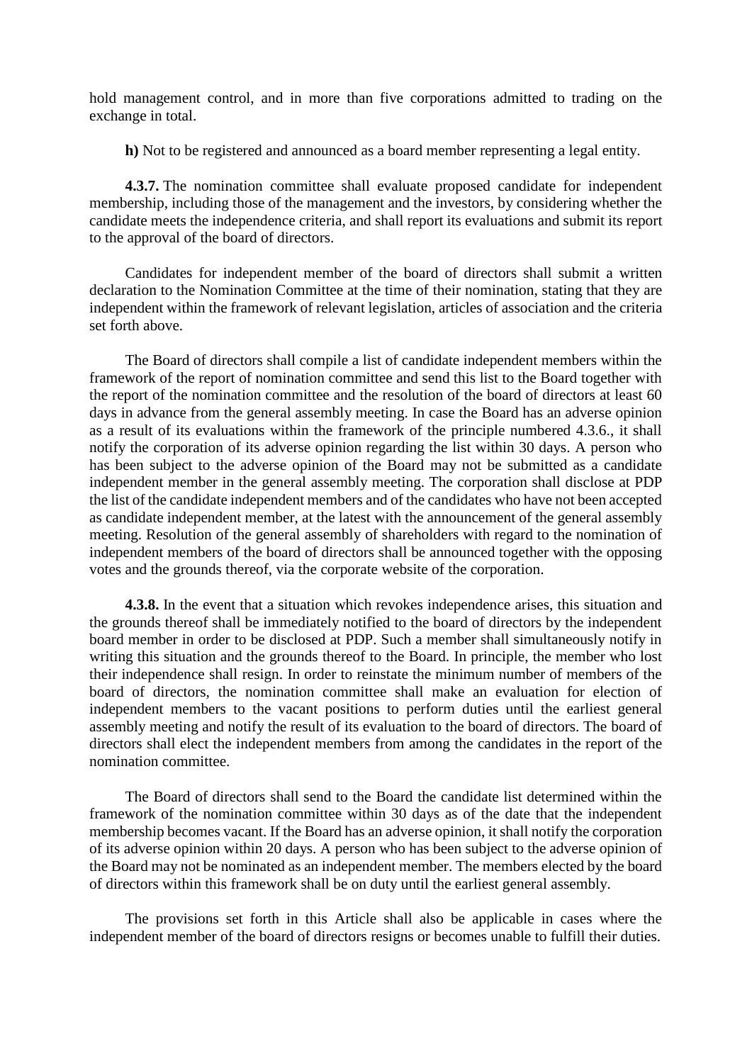hold management control, and in more than five corporations admitted to trading on the exchange in total.

**h)** Not to be registered and announced as a board member representing a legal entity.

**4.3.7.** The nomination committee shall evaluate proposed candidate for independent membership, including those of the management and the investors, by considering whether the candidate meets the independence criteria, and shall report its evaluations and submit its report to the approval of the board of directors.

Candidates for independent member of the board of directors shall submit a written declaration to the Nomination Committee at the time of their nomination, stating that they are independent within the framework of relevant legislation, articles of association and the criteria set forth above.

The Board of directors shall compile a list of candidate independent members within the framework of the report of nomination committee and send this list to the Board together with the report of the nomination committee and the resolution of the board of directors at least 60 days in advance from the general assembly meeting. In case the Board has an adverse opinion as a result of its evaluations within the framework of the principle numbered 4.3.6., it shall notify the corporation of its adverse opinion regarding the list within 30 days. A person who has been subject to the adverse opinion of the Board may not be submitted as a candidate independent member in the general assembly meeting. The corporation shall disclose at PDP the list of the candidate independent members and of the candidates who have not been accepted as candidate independent member, at the latest with the announcement of the general assembly meeting. Resolution of the general assembly of shareholders with regard to the nomination of independent members of the board of directors shall be announced together with the opposing votes and the grounds thereof, via the corporate website of the corporation.

**4.3.8.** In the event that a situation which revokes independence arises, this situation and the grounds thereof shall be immediately notified to the board of directors by the independent board member in order to be disclosed at PDP. Such a member shall simultaneously notify in writing this situation and the grounds thereof to the Board. In principle, the member who lost their independence shall resign. In order to reinstate the minimum number of members of the board of directors, the nomination committee shall make an evaluation for election of independent members to the vacant positions to perform duties until the earliest general assembly meeting and notify the result of its evaluation to the board of directors. The board of directors shall elect the independent members from among the candidates in the report of the nomination committee.

The Board of directors shall send to the Board the candidate list determined within the framework of the nomination committee within 30 days as of the date that the independent membership becomes vacant. If the Board has an adverse opinion, it shall notify the corporation of its adverse opinion within 20 days. A person who has been subject to the adverse opinion of the Board may not be nominated as an independent member. The members elected by the board of directors within this framework shall be on duty until the earliest general assembly.

The provisions set forth in this Article shall also be applicable in cases where the independent member of the board of directors resigns or becomes unable to fulfill their duties.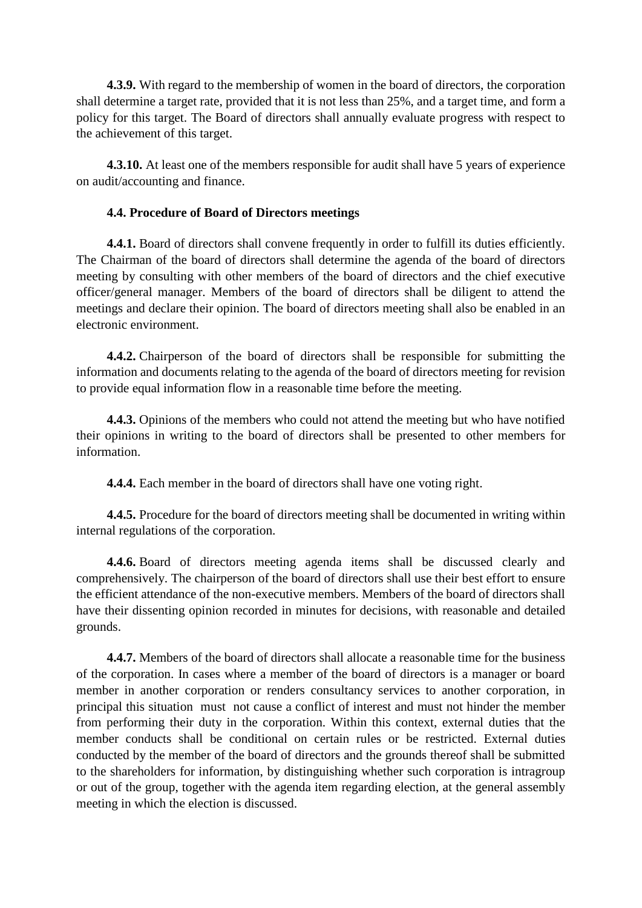**4.3.9.** With regard to the membership of women in the board of directors, the corporation shall determine a target rate, provided that it is not less than 25%, and a target time, and form a policy for this target. The Board of directors shall annually evaluate progress with respect to the achievement of this target.

**4.3.10.** At least one of the members responsible for audit shall have 5 years of experience on audit/accounting and finance.

**4.4. Procedure of Board of Directors meetings**

**4.4.1.** Board of directors shall convene frequently in order to fulfill its duties efficiently. The Chairman of the board of directors shall determine the agenda of the board of directors meeting by consulting with other members of the board of directors and the chief executive officer/general manager. Members of the board of directors shall be diligent to attend the meetings and declare their opinion. The board of directors meeting shall also be enabled in an electronic environment.

**4.4.2.** Chairperson of the board of directors shall be responsible for submitting the information and documents relating to the agenda of the board of directors meeting for revision to provide equal information flow in a reasonable time before the meeting.

**4.4.3.** Opinions of the members who could not attend the meeting but who have notified their opinions in writing to the board of directors shall be presented to other members for information.

**4.4.4.** Each member in the board of directors shall have one voting right.

**4.4.5.** Procedure for the board of directors meeting shall be documented in writing within internal regulations of the corporation.

**4.4.6.** Board of directors meeting agenda items shall be discussed clearly and comprehensively. The chairperson of the board of directors shall use their best effort to ensure the efficient attendance of the non-executive members. Members of the board of directors shall have their dissenting opinion recorded in minutes for decisions, with reasonable and detailed grounds.

**4.4.7.** Members of the board of directors shall allocate a reasonable time for the business of the corporation. In cases where a member of the board of directors is a manager or board member in another corporation or renders consultancy services to another corporation, in principal this situation must not cause a conflict of interest and must not hinder the member from performing their duty in the corporation. Within this context, external duties that the member conducts shall be conditional on certain rules or be restricted. External duties conducted by the member of the board of directors and the grounds thereof shall be submitted to the shareholders for information, by distinguishing whether such corporation is intragroup or out of the group, together with the agenda item regarding election, at the general assembly meeting in which the election is discussed.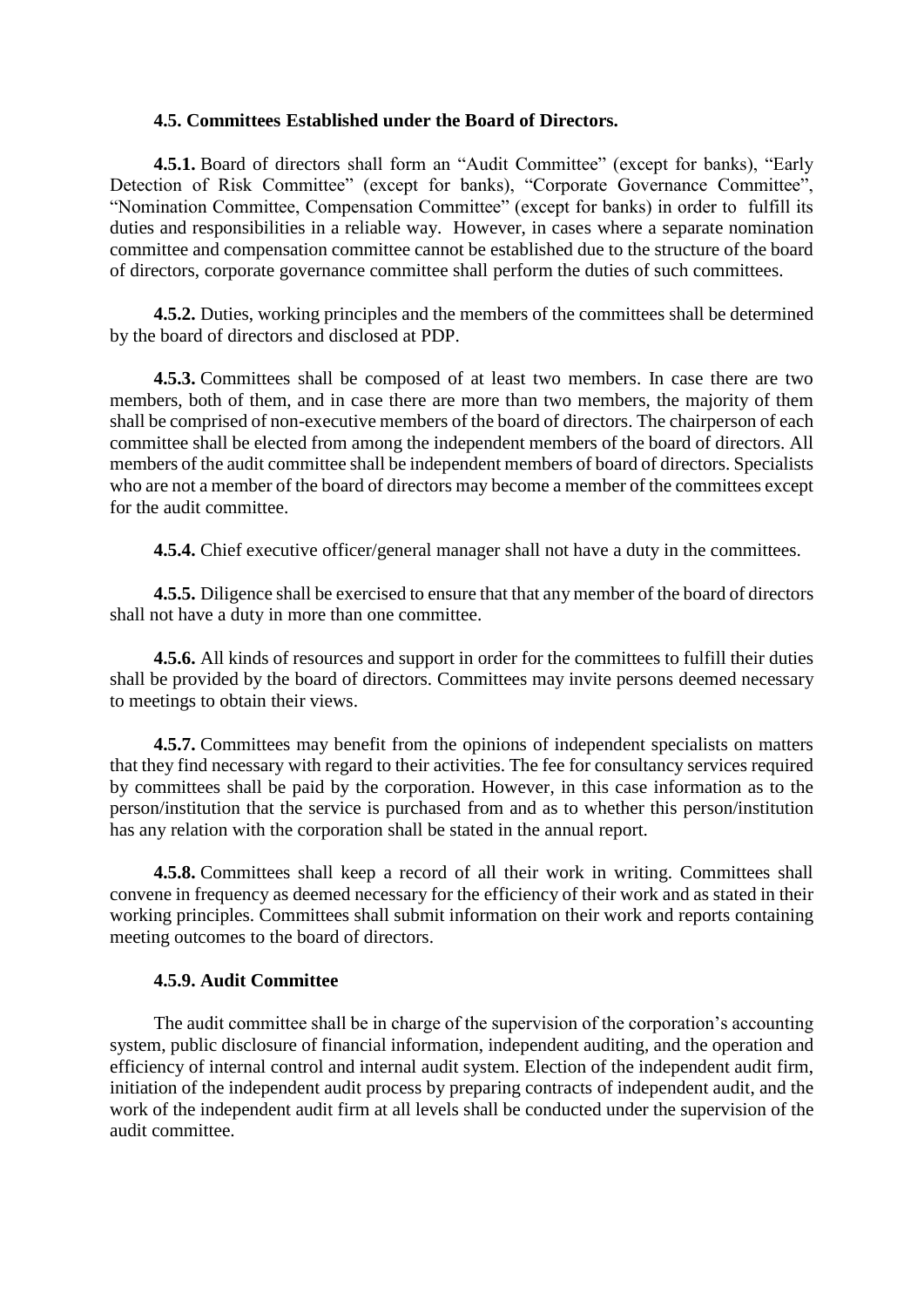### 4.5. Committees Established under the Board of Directors.

**4.5.1.** Board of directors shall form an "Audit Committee" (except for banks), "Early Detection of Risk Committee" (except for banks), "Corporate Governance Committee", "Nomination Committee, Compensation Committee" (except for banks) in order to fulfill its duties and responsibilities in a reliable way. However, in cases where a separate nomination committee and compensation committee cannot be established due to the structure of the board of directors, corporate governance committee shall perform the duties of such committees.

**4.5.2.** Duties, working principles and the members of the committees shall be determined by the board of directors and disclosed at PDP.

**4.5.3.** Committees shall be composed of at least two members. In case there are two members, both of them, and in case there are more than two members, the majority of them shall be comprised of non-executive members of the board of directors. The chairperson of each committee shall be elected from among the independent members of the board of directors. All members of the audit committee shall be independent members of board of directors. Specialists who are not a member of the board of directors may become a member of the committees except for the audit committee.

**4.5.4.** Chief executive officer/general manager shall not have a duty in the committees.

**4.5.5.** Diligence shall be exercised to ensure that that any member of the board of directors shall not have a duty in more than one committee.

**4.5.6.** All kinds of resources and support in order for the committees to fulfill their duties shall be provided by the board of directors. Committees may invite persons deemed necessary to meetings to obtain their views.

**4.5.7.** Committees may benefit from the opinions of independent specialists on matters that they find necessary with regard to their activities. The fee for consultancy services required by committees shall be paid by the corporation. However, in this case information as to the person/institution that the service is purchased from and as to whether this person/institution has any relation with the corporation shall be stated in the annual report.

**4.5.8.** Committees shall keep a record of all their work in writing. Committees shall convene in frequency as deemed necessary for the efficiency of their work and as stated in their working principles. Committees shall submit information on their work and reports containing meeting outcomes to the board of directors.

#### 4.5.9. Audit Committee

The audit committee shall be in charge of the supervision of the corporation's accounting system, public disclosure of financial information, independent auditing, and the operation and efficiency of internal control and internal audit system. Election of the independent audit firm, initiation of the independent audit process by preparing contracts of independent audit, and the work of the independent audit firm at all levels shall be conducted under the supervision of the audit committee.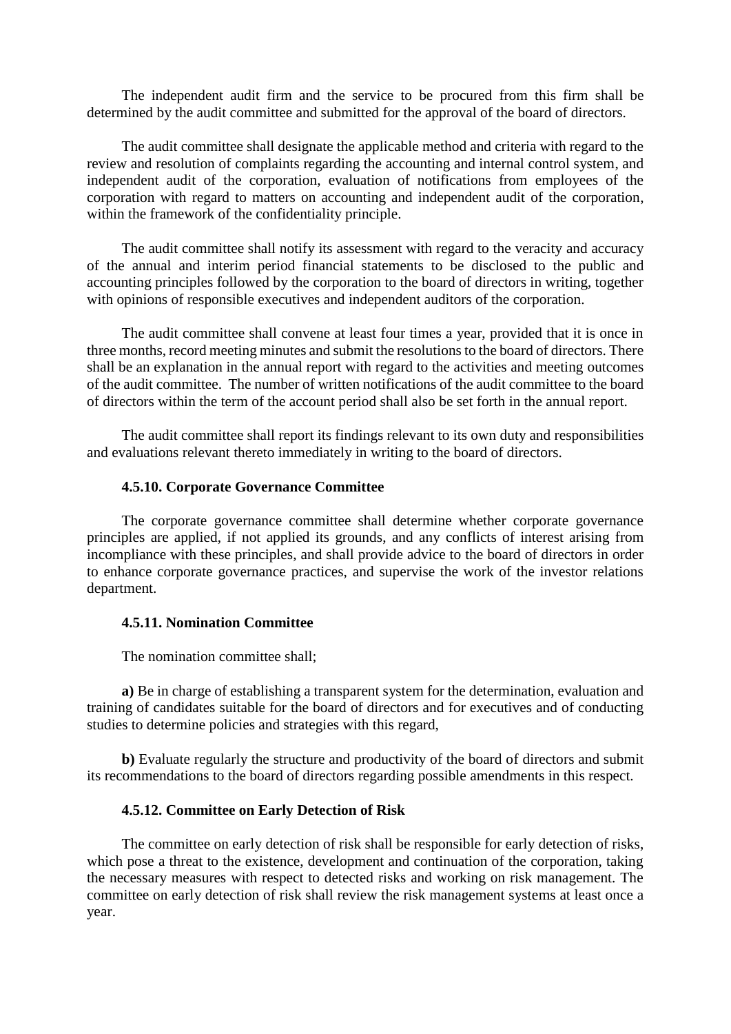The independent audit firm and the service to be procured from this firm shall be determined by the audit committee and submitted for the approval of the board of directors.

The audit committee shall designate the applicable method and criteria with regard to the review and resolution of complaints regarding the accounting and internal control system, and independent audit of the corporation, evaluation of notifications from employees of the corporation with regard to matters on accounting and independent audit of the corporation, within the framework of the confidentiality principle.

The audit committee shall notify its assessment with regard to the veracity and accuracy of the annual and interim period financial statements to be disclosed to the public and accounting principles followed by the corporation to the board of directors in writing, together with opinions of responsible executives and independent auditors of the corporation.

The audit committee shall convene at least four times a year, provided that it is once in three months, record meeting minutes and submit the resolutions to the board of directors. There shall be an explanation in the annual report with regard to the activities and meeting outcomes of the audit committee. The number of written notifications of the audit committee to the board of directors within the term of the account period shall also be set forth in the annual report.

The audit committee shall report its findings relevant to its own duty and responsibilities and evaluations relevant thereto immediately in writing to the board of directors.

#### 4.5.10. Corporate Governance Committee

The corporate governance committee shall determine whether corporate governance principles are applied, if not applied its grounds, and any conflicts of interest arising from incompliance with these principles, and shall provide advice to the board of directors in order to enhance corporate governance practices, and supervise the work of the investor relations department.

#### 4.5.11. Nomination Committee

The nomination committee shall;

**a)** Be in charge of establishing a transparent system for the determination, evaluation and training of candidates suitable for the board of directors and for executives and of conducting studies to determine policies and strategies with this regard,

**b)** Evaluate regularly the structure and productivity of the board of directors and submit its recommendations to the board of directors regarding possible amendments in this respect.

#### 4.5.12. Committee on Early Detection of Risk

The committee on early detection of risk shall be responsible for early detection of risks, which pose a threat to the existence, development and continuation of the corporation, taking the necessary measures with respect to detected risks and working on risk management. The committee on early detection of risk shall review the risk management systems at least once a year.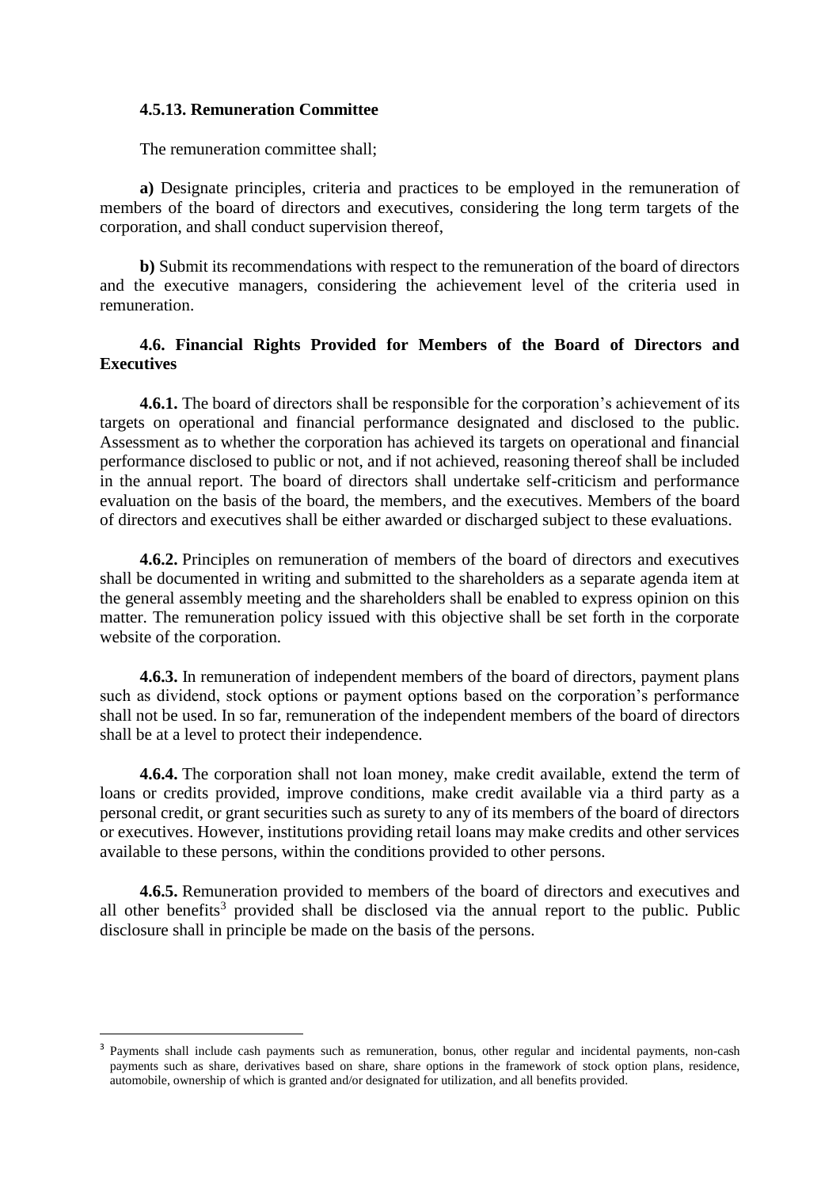#### 4.5.13. Remuneration Committee

The remuneration committee shall;

**a)** Designate principles, criteria and practices to be employed in the remuneration of members of the board of directors and executives, considering the long term targets of the corporation, and shall conduct supervision thereof,

**b)** Submit its recommendations with respect to the remuneration of the board of directors and the executive managers, considering the achievement level of the criteria used in remuneration.

### 4.6. Financial Rights Provided for Members of the Board of Directors and Executives

**4.6.1.** The board of directors shall be responsible for the corporation's achievement of its targets on operational and financial performance designated and disclosed to the public. Assessment as to whether the corporation has achieved its targets on operational and financial performance disclosed to public or not, and if not achieved, reasoning thereof shall be included in the annual report. The board of directors shall undertake self-criticism and performance evaluation on the basis of the board, the members, and the executives. Members of the board of directors and executives shall be either awarded or discharged subject to these evaluations.

**4.6.2.** Principles on remuneration of members of the board of directors and executives shall be documented in writing and submitted to the shareholders as a separate agenda item at the general assembly meeting and the shareholders shall be enabled to express opinion on this matter. The remuneration policy issued with this objective shall be set forth in the corporate website of the corporation.

**4.6.3.** In remuneration of independent members of the board of directors, payment plans such as dividend, stock options or payment options based on the corporation's performance shall not be used. In so far, remuneration of the independent members of the board of directors shall be at a level to protect their independence.

**4.6.4.** The corporation shall not loan money, make credit available, extend the term of loans or credits provided, improve conditions, make credit available via a third party as a personal credit, or grant securities such as surety to any of its members of the board of directors or executives. However, institutions providing retail loans may make credits and other services available to these persons, within the conditions provided to other persons.

**4.6.5.** Remuneration provided to members of the board of directors and executives and all other benefits[3] provided shall be disclosed via the annual report to the public. Public disclosure shall in principle be made on the basis of the persons.

---

[3] Payments shall include cash payments such as remuneration, bonus, other regular and incidental payments, non-cash payments such as share, derivatives based on share, share options in the framework of stock option plans, residence, automobile, ownership of which is granted and/or designated for utilization, and all benefits provided.